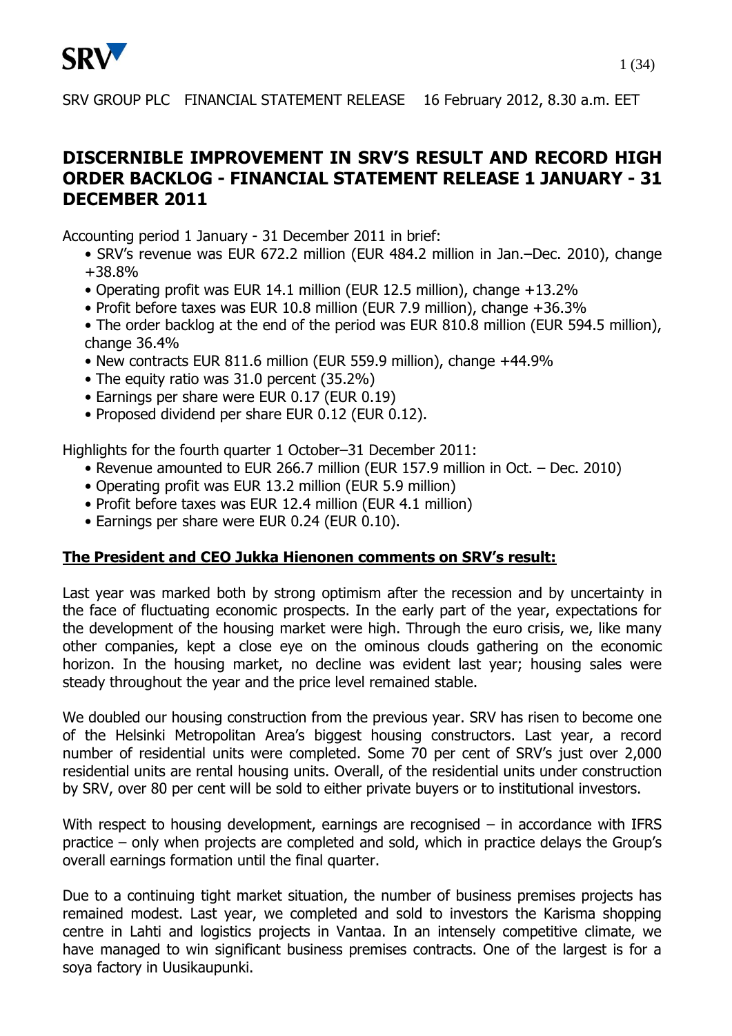SRV GROUP PLC FINANCIAL STATEMENT RELEASE 16 February 2012, 8.30 a.m. EET

# DISCERNIBLE IMPROVEMENT IN SRV'S RESULT AND RECORD HIGH ORDER BACKLOG - FINANCIAL STATEMENT RELEASE 1 JANUARY - 31 DECEMBER 2011

Accounting period 1 January - 31 December 2011 in brief:

- SRV's revenue was EUR 672.2 million (EUR 484.2 million in Jan.–Dec. 2010), change +38.8%
- Operating profit was EUR 14.1 million (EUR 12.5 million), change +13.2%
- Profit before taxes was EUR 10.8 million (EUR 7.9 million), change +36.3%
- The order backlog at the end of the period was EUR 810.8 million (EUR 594.5 million), change 36.4%
- New contracts EUR 811.6 million (EUR 559.9 million), change +44.9%
- The equity ratio was 31.0 percent (35.2%)
- Earnings per share were EUR 0.17 (EUR 0.19)
- Proposed dividend per share EUR 0.12 (EUR 0.12).

Highlights for the fourth quarter 1 October–31 December 2011:

- Revenue amounted to EUR 266.7 million (EUR 157.9 million in Oct. – Dec. 2010)
- Operating profit was EUR 13.2 million (EUR 5.9 million)
- Profit before taxes was EUR 12.4 million (EUR 4.1 million)
- Earnings per share were EUR 0.24 (EUR 0.10).

## The President and CEO Jukka Hienonen comments on SRV's result:

Last year was marked both by strong optimism after the recession and by uncertainty in the face of fluctuating economic prospects. In the early part of the year, expectations for the development of the housing market were high. Through the euro crisis, we, like many other companies, kept a close eye on the ominous clouds gathering on the economic horizon. In the housing market, no decline was evident last year; housing sales were steady throughout the year and the price level remained stable.

We doubled our housing construction from the previous year. SRV has risen to become one of the Helsinki Metropolitan Area's biggest housing constructors. Last year, a record number of residential units were completed. Some 70 per cent of SRV's just over 2,000 residential units are rental housing units. Overall, of the residential units under construction by SRV, over 80 per cent will be sold to either private buyers or to institutional investors.

With respect to housing development, earnings are recognised – in accordance with IFRS practice – only when projects are completed and sold, which in practice delays the Group's overall earnings formation until the final quarter.

Due to a continuing tight market situation, the number of business premises projects has remained modest. Last year, we completed and sold to investors the Karisma shopping centre in Lahti and logistics projects in Vantaa. In an intensely competitive climate, we have managed to win significant business premises contracts. One of the largest is for a soya factory in Uusikaupunki.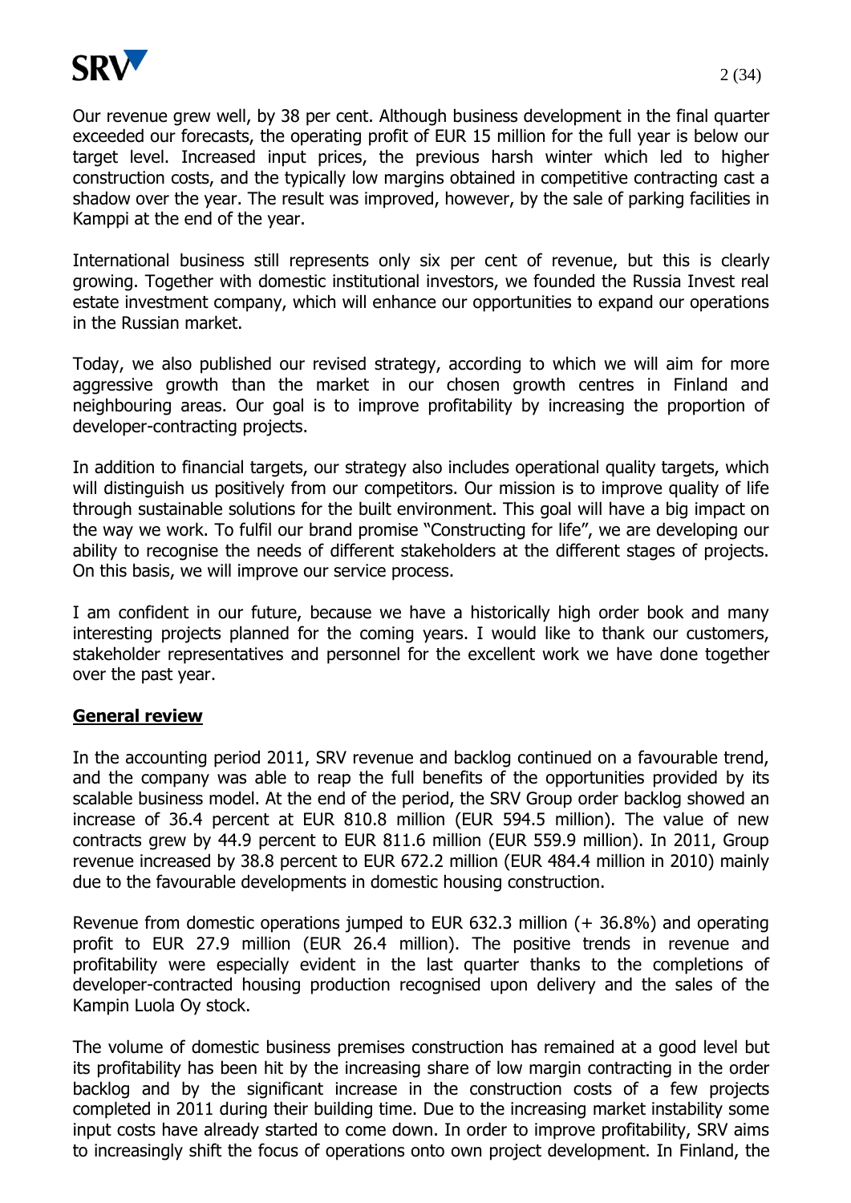Our revenue grew well, by 38 per cent. Although business development in the final quarter exceeded our forecasts, the operating profit of EUR 15 million for the full year is below our target level. Increased input prices, the previous harsh winter which led to higher construction costs, and the typically low margins obtained in competitive contracting cast a shadow over the year. The result was improved, however, by the sale of parking facilities in Kamppi at the end of the year.

International business still represents only six per cent of revenue, but this is clearly growing. Together with domestic institutional investors, we founded the Russia Invest real estate investment company, which will enhance our opportunities to expand our operations in the Russian market.

Today, we also published our revised strategy, according to which we will aim for more aggressive growth than the market in our chosen growth centres in Finland and neighbouring areas. Our goal is to improve profitability by increasing the proportion of developer-contracting projects.

In addition to financial targets, our strategy also includes operational quality targets, which will distinguish us positively from our competitors. Our mission is to improve quality of life through sustainable solutions for the built environment. This goal will have a big impact on the way we work. To fulfil our brand promise "Constructing for life", we are developing our ability to recognise the needs of different stakeholders at the different stages of projects. On this basis, we will improve our service process.

I am confident in our future, because we have a historically high order book and many interesting projects planned for the coming years. I would like to thank our customers, stakeholder representatives and personnel for the excellent work we have done together over the past year.

## General review

In the accounting period 2011, SRV revenue and backlog continued on a favourable trend, and the company was able to reap the full benefits of the opportunities provided by its scalable business model. At the end of the period, the SRV Group order backlog showed an increase of 36.4 percent at EUR 810.8 million (EUR 594.5 million). The value of new contracts grew by 44.9 percent to EUR 811.6 million (EUR 559.9 million). In 2011, Group revenue increased by 38.8 percent to EUR 672.2 million (EUR 484.4 million in 2010) mainly due to the favourable developments in domestic housing construction.

Revenue from domestic operations jumped to EUR 632.3 million (+ 36.8%) and operating profit to EUR 27.9 million (EUR 26.4 million). The positive trends in revenue and profitability were especially evident in the last quarter thanks to the completions of developer-contracted housing production recognised upon delivery and the sales of the Kampin Luola Oy stock.

The volume of domestic business premises construction has remained at a good level but its profitability has been hit by the increasing share of low margin contracting in the order backlog and by the significant increase in the construction costs of a few projects completed in 2011 during their building time. Due to the increasing market instability some input costs have already started to come down. In order to improve profitability, SRV aims to increasingly shift the focus of operations onto own project development. In Finland, the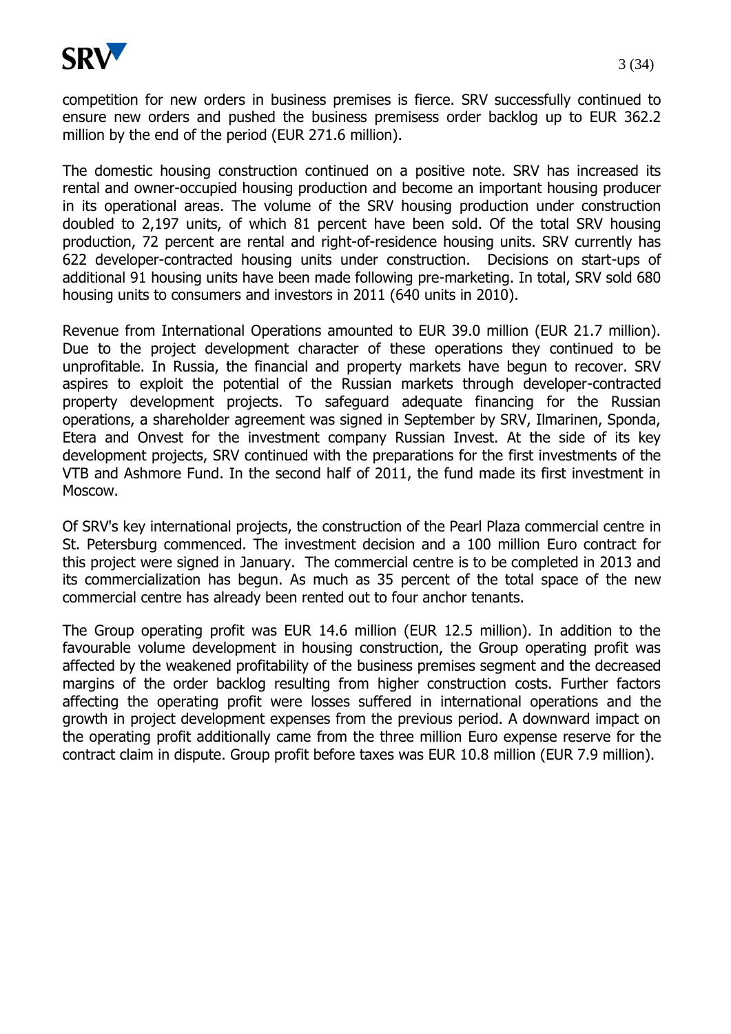competition for new orders in business premises is fierce. SRV successfully continued to ensure new orders and pushed the business premisess order backlog up to EUR 362.2 million by the end of the period (EUR 271.6 million).

The domestic housing construction continued on a positive note. SRV has increased its rental and owner-occupied housing production and become an important housing producer in its operational areas. The volume of the SRV housing production under construction doubled to 2,197 units, of which 81 percent have been sold. Of the total SRV housing production, 72 percent are rental and right-of-residence housing units. SRV currently has 622 developer-contracted housing units under construction. Decisions on start-ups of additional 91 housing units have been made following pre-marketing. In total, SRV sold 680 housing units to consumers and investors in 2011 (640 units in 2010).

Revenue from International Operations amounted to EUR 39.0 million (EUR 21.7 million). Due to the project development character of these operations they continued to be unprofitable. In Russia, the financial and property markets have begun to recover. SRV aspires to exploit the potential of the Russian markets through developer-contracted property development projects. To safeguard adequate financing for the Russian operations, a shareholder agreement was signed in September by SRV, Ilmarinen, Sponda, Etera and Onvest for the investment company Russian Invest. At the side of its key development projects, SRV continued with the preparations for the first investments of the VTB and Ashmore Fund. In the second half of 2011, the fund made its first investment in Moscow.

Of SRV's key international projects, the construction of the Pearl Plaza commercial centre in St. Petersburg commenced. The investment decision and a 100 million Euro contract for this project were signed in January. The commercial centre is to be completed in 2013 and its commercialization has begun. As much as 35 percent of the total space of the new commercial centre has already been rented out to four anchor tenants.

The Group operating profit was EUR 14.6 million (EUR 12.5 million). In addition to the favourable volume development in housing construction, the Group operating profit was affected by the weakened profitability of the business premises segment and the decreased margins of the order backlog resulting from higher construction costs. Further factors affecting the operating profit were losses suffered in international operations and the growth in project development expenses from the previous period. A downward impact on the operating profit additionally came from the three million Euro expense reserve for the contract claim in dispute. Group profit before taxes was EUR 10.8 million (EUR 7.9 million).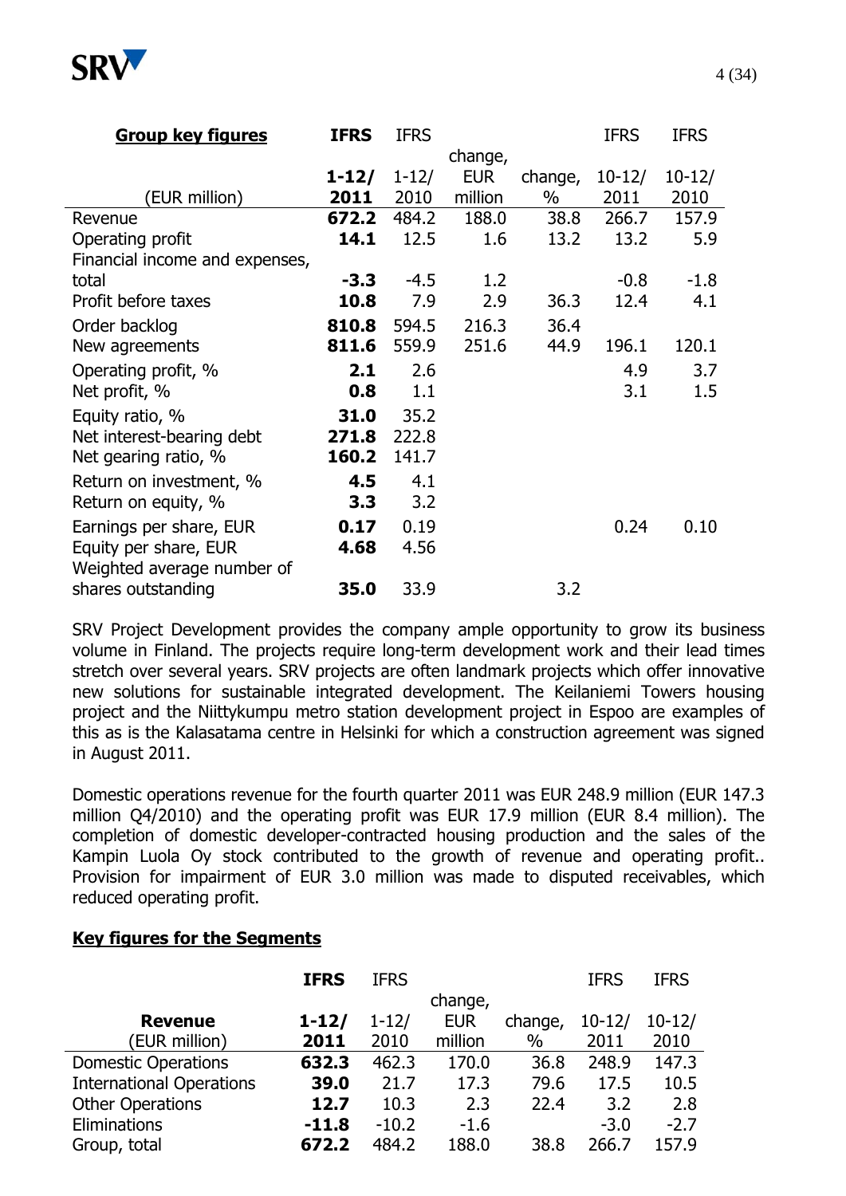| **Group key figures** | **IFRS** | IFRS | | | IFRS | IFRS |
|---|---|---|---|---|---|---|
| (EUR million) | **1-12/ 2011** | 1-12/ 2010 | change, EUR million | change, % | 10-12/ 2011 | 10-12/ 2010 |
| Revenue | **672.2** | 484.2 | 188.0 | 38.8 | 266.7 | 157.9 |
| Operating profit | **14.1** | 12.5 | 1.6 | 13.2 | 13.2 | 5.9 |
| Financial income and expenses, total | **-3.3** | -4.5 | 1.2 | | -0.8 | -1.8 |
| Profit before taxes | **10.8** | 7.9 | 2.9 | 36.3 | 12.4 | 4.1 |
| Order backlog | **810.8** | 594.5 | 216.3 | 36.4 | | |
| New agreements | **811.6** | 559.9 | 251.6 | 44.9 | 196.1 | 120.1 |
| Operating profit, % | **2.1** | 2.6 | | | 4.9 | 3.7 |
| Net profit, % | **0.8** | 1.1 | | | 3.1 | 1.5 |
| Equity ratio, % | **31.0** | 35.2 | | | | |
| Net interest-bearing debt | **271.8** | 222.8 | | | | |
| Net gearing ratio, % | **160.2** | 141.7 | | | | |
| Return on investment, % | **4.5** | 4.1 | | | | |
| Return on equity, % | **3.3** | 3.2 | | | | |
| Earnings per share, EUR | **0.17** | 0.19 | | | 0.24 | 0.10 |
| Equity per share, EUR | **4.68** | 4.56 | | | | |
| Weighted average number of shares outstanding | **35.0** | 33.9 | | 3.2 | | |

SRV Project Development provides the company ample opportunity to grow its business volume in Finland. The projects require long-term development work and their lead times stretch over several years. SRV projects are often landmark projects which offer innovative new solutions for sustainable integrated development. The Keilaniemi Towers housing project and the Niittykumpu metro station development project in Espoo are examples of this as is the Kalasatama centre in Helsinki for which a construction agreement was signed in August 2011.

Domestic operations revenue for the fourth quarter 2011 was EUR 248.9 million (EUR 147.3 million Q4/2010) and the operating profit was EUR 17.9 million (EUR 8.4 million). The completion of domestic developer-contracted housing production and the sales of the Kampin Luola Oy stock contributed to the growth of revenue and operating profit.. Provision for impairment of EUR 3.0 million was made to disputed receivables, which reduced operating profit.

## Key figures for the Segments

| | **IFRS** | IFRS | | | IFRS | IFRS |
|---|---|---|---|---|---|---|
| **Revenue** (EUR million) | **1-12/ 2011** | 1-12/ 2010 | change, EUR million | change, % | 10-12/ 2011 | 10-12/ 2010 |
| Domestic Operations | **632.3** | 462.3 | 170.0 | 36.8 | 248.9 | 147.3 |
| International Operations | **39.0** | 21.7 | 17.3 | 79.6 | 17.5 | 10.5 |
| Other Operations | **12.7** | 10.3 | 2.3 | 22.4 | 3.2 | 2.8 |
| Eliminations | **-11.8** | -10.2 | -1.6 | | -3.0 | -2.7 |
| Group, total | **672.2** | 484.2 | 188.0 | 38.8 | 266.7 | 157.9 |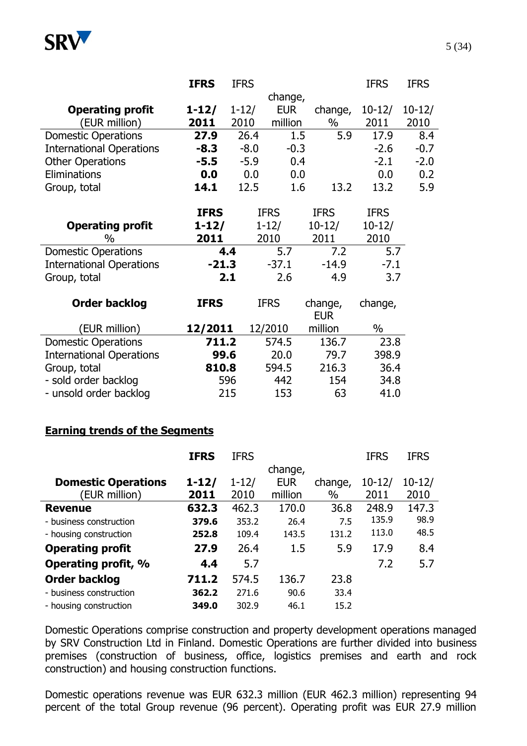| | IFRS | IFRS | | | IFRS | IFRS |
|---|---|---|---|---|---|---|
| **Operating profit** | **1-12/** | 1-12/ | change, EUR | change, | 10-12/ | 10-12/ |
| (EUR million) | **2011** | 2010 | million | % | 2011 | 2010 |
| Domestic Operations | **27.9** | 26.4 | 1.5 | 5.9 | 17.9 | 8.4 |
| International Operations | **-8.3** | -8.0 | -0.3 | | -2.6 | -0.7 |
| Other Operations | **-5.5** | -5.9 | 0.4 | | -2.1 | -2.0 |
| Eliminations | **0.0** | 0.0 | 0.0 | | 0.0 | 0.2 |
| Group, total | **14.1** | 12.5 | 1.6 | 13.2 | 13.2 | 5.9 |

| | IFRS | IFRS | IFRS | IFRS |
|---|---|---|---|---|
| **Operating profit** | **1-12/** | 1-12/ | 10-12/ | 10-12/ |
| % | **2011** | 2010 | 2011 | 2010 |
| Domestic Operations | **4.4** | 5.7 | 7.2 | 5.7 |
| International Operations | **-21.3** | -37.1 | -14.9 | -7.1 |
| Group, total | **2.1** | 2.6 | 4.9 | 3.7 |

| **Order backlog** | **IFRS** | IFRS | change, EUR | change, |
|---|---|---|---|---|
| (EUR million) | **12/2011** | 12/2010 | million | % |
| Domestic Operations | **711.2** | 574.5 | 136.7 | 23.8 |
| International Operations | **99.6** | 20.0 | 79.7 | 398.9 |
| Group, total | **810.8** | 594.5 | 216.3 | 36.4 |
| - sold order backlog | 596 | 442 | 154 | 34.8 |
| - unsold order backlog | 215 | 153 | 63 | 41.0 |

## Earning trends of the Segments

| | IFRS | IFRS | | | IFRS | IFRS |
|---|---|---|---|---|---|---|
| **Domestic Operations** | **1-12/** | 1-12/ | change, EUR | change, | 10-12/ | 10-12/ |
| (EUR million) | **2011** | 2010 | million | % | 2011 | 2010 |
| **Revenue** | **632.3** | 462.3 | 170.0 | 36.8 | 248.9 | 147.3 |
| - business construction | **379.6** | 353.2 | 26.4 | 7.5 | 135.9 | 98.9 |
| - housing construction | **252.8** | 109.4 | 143.5 | 131.2 | 113.0 | 48.5 |
| **Operating profit** | **27.9** | 26.4 | 1.5 | 5.9 | 17.9 | 8.4 |
| **Operating profit, %** | **4.4** | 5.7 | | | 7.2 | 5.7 |
| **Order backlog** | **711.2** | 574.5 | 136.7 | 23.8 | | |
| - business construction | **362.2** | 271.6 | 90.6 | 33.4 | | |
| - housing construction | **349.0** | 302.9 | 46.1 | 15.2 | | |

Domestic Operations comprise construction and property development operations managed by SRV Construction Ltd in Finland. Domestic Operations are further divided into business premises (construction of business, office, logistics premises and earth and rock construction) and housing construction functions.

Domestic operations revenue was EUR 632.3 million (EUR 462.3 million) representing 94 percent of the total Group revenue (96 percent). Operating profit was EUR 27.9 million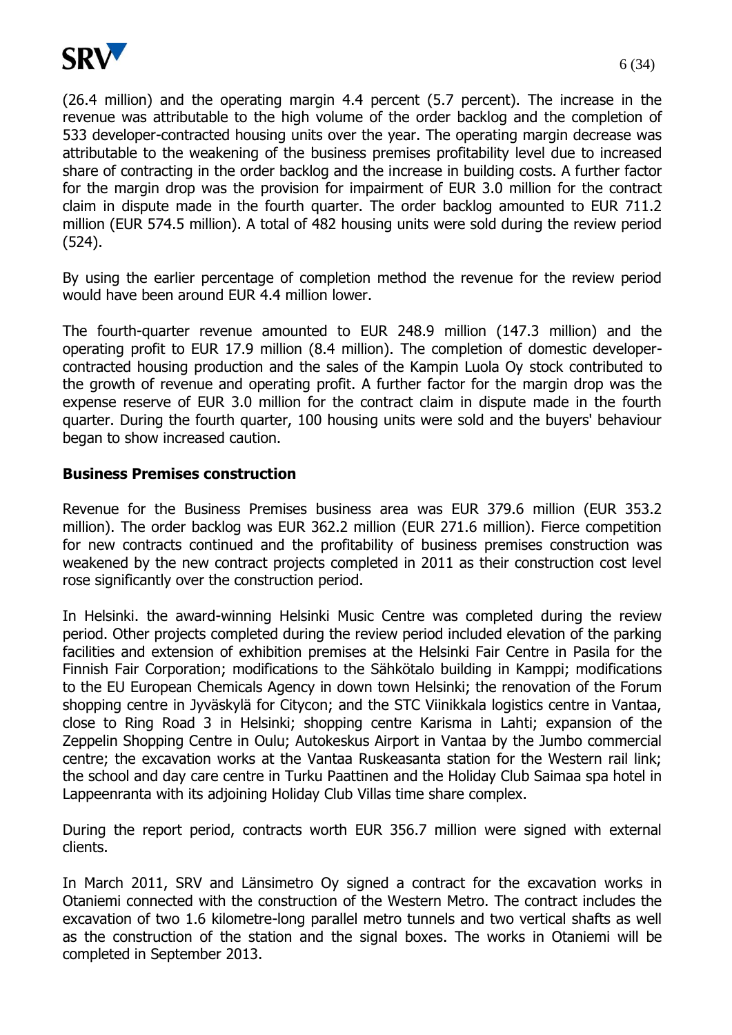(26.4 million) and the operating margin 4.4 percent (5.7 percent). The increase in the revenue was attributable to the high volume of the order backlog and the completion of 533 developer-contracted housing units over the year. The operating margin decrease was attributable to the weakening of the business premises profitability level due to increased share of contracting in the order backlog and the increase in building costs. A further factor for the margin drop was the provision for impairment of EUR 3.0 million for the contract claim in dispute made in the fourth quarter. The order backlog amounted to EUR 711.2 million (EUR 574.5 million). A total of 482 housing units were sold during the review period (524).

By using the earlier percentage of completion method the revenue for the review period would have been around EUR 4.4 million lower.

The fourth-quarter revenue amounted to EUR 248.9 million (147.3 million) and the operating profit to EUR 17.9 million (8.4 million). The completion of domestic developer-contracted housing production and the sales of the Kampin Luola Oy stock contributed to the growth of revenue and operating profit. A further factor for the margin drop was the expense reserve of EUR 3.0 million for the contract claim in dispute made in the fourth quarter. During the fourth quarter, 100 housing units were sold and the buyers' behaviour began to show increased caution.

### Business Premises construction

Revenue for the Business Premises business area was EUR 379.6 million (EUR 353.2 million). The order backlog was EUR 362.2 million (EUR 271.6 million). Fierce competition for new contracts continued and the profitability of business premises construction was weakened by the new contract projects completed in 2011 as their construction cost level rose significantly over the construction period.

In Helsinki. the award-winning Helsinki Music Centre was completed during the review period. Other projects completed during the review period included elevation of the parking facilities and extension of exhibition premises at the Helsinki Fair Centre in Pasila for the Finnish Fair Corporation; modifications to the Sähkötalo building in Kamppi; modifications to the EU European Chemicals Agency in down town Helsinki; the renovation of the Forum shopping centre in Jyväskylä for Citycon; and the STC Viinikkala logistics centre in Vantaa, close to Ring Road 3 in Helsinki; shopping centre Karisma in Lahti; expansion of the Zeppelin Shopping Centre in Oulu; Autokeskus Airport in Vantaa by the Jumbo commercial centre; the excavation works at the Vantaa Ruskeasanta station for the Western rail link; the school and day care centre in Turku Paattinen and the Holiday Club Saimaa spa hotel in Lappeenranta with its adjoining Holiday Club Villas time share complex.

During the report period, contracts worth EUR 356.7 million were signed with external clients.

In March 2011, SRV and Länsimetro Oy signed a contract for the excavation works in Otaniemi connected with the construction of the Western Metro. The contract includes the excavation of two 1.6 kilometre-long parallel metro tunnels and two vertical shafts as well as the construction of the station and the signal boxes. The works in Otaniemi will be completed in September 2013.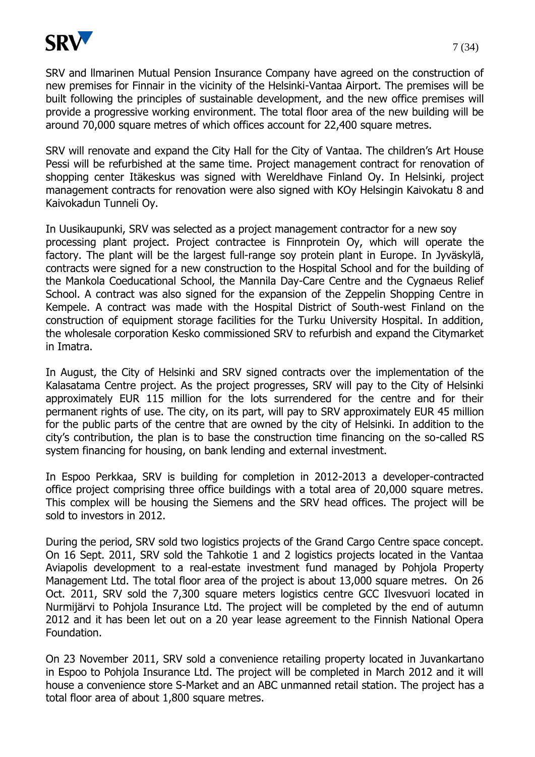SRV and Ilmarinen Mutual Pension Insurance Company have agreed on the construction of new premises for Finnair in the vicinity of the Helsinki-Vantaa Airport. The premises will be built following the principles of sustainable development, and the new office premises will provide a progressive working environment. The total floor area of the new building will be around 70,000 square metres of which offices account for 22,400 square metres.

SRV will renovate and expand the City Hall for the City of Vantaa. The children's Art House Pessi will be refurbished at the same time. Project management contract for renovation of shopping center Itäkeskus was signed with Wereldhave Finland Oy. In Helsinki, project management contracts for renovation were also signed with KOy Helsingin Kaivokatu 8 and Kaivokadun Tunneli Oy.

In Uusikaupunki, SRV was selected as a project management contractor for a new soy processing plant project. Project contractee is Finnprotein Oy, which will operate the factory. The plant will be the largest full-range soy protein plant in Europe. In Jyväskylä, contracts were signed for a new construction to the Hospital School and for the building of the Mankola Coeducational School, the Mannila Day-Care Centre and the Cygnaeus Relief School. A contract was also signed for the expansion of the Zeppelin Shopping Centre in Kempele. A contract was made with the Hospital District of South-west Finland on the construction of equipment storage facilities for the Turku University Hospital. In addition, the wholesale corporation Kesko commissioned SRV to refurbish and expand the Citymarket in Imatra.

In August, the City of Helsinki and SRV signed contracts over the implementation of the Kalasatama Centre project. As the project progresses, SRV will pay to the City of Helsinki approximately EUR 115 million for the lots surrendered for the centre and for their permanent rights of use. The city, on its part, will pay to SRV approximately EUR 45 million for the public parts of the centre that are owned by the city of Helsinki. In addition to the city's contribution, the plan is to base the construction time financing on the so-called RS system financing for housing, on bank lending and external investment.

In Espoo Perkkaa, SRV is building for completion in 2012-2013 a developer-contracted office project comprising three office buildings with a total area of 20,000 square metres. This complex will be housing the Siemens and the SRV head offices. The project will be sold to investors in 2012.

During the period, SRV sold two logistics projects of the Grand Cargo Centre space concept. On 16 Sept. 2011, SRV sold the Tahkotie 1 and 2 logistics projects located in the Vantaa Aviapolis development to a real-estate investment fund managed by Pohjola Property Management Ltd. The total floor area of the project is about 13,000 square metres. On 26 Oct. 2011, SRV sold the 7,300 square meters logistics centre GCC Ilvesvuori located in Nurmijärvi to Pohjola Insurance Ltd. The project will be completed by the end of autumn 2012 and it has been let out on a 20 year lease agreement to the Finnish National Opera Foundation.

On 23 November 2011, SRV sold a convenience retailing property located in Juvankartano in Espoo to Pohjola Insurance Ltd. The project will be completed in March 2012 and it will house a convenience store S-Market and an ABC unmanned retail station. The project has a total floor area of about 1,800 square metres.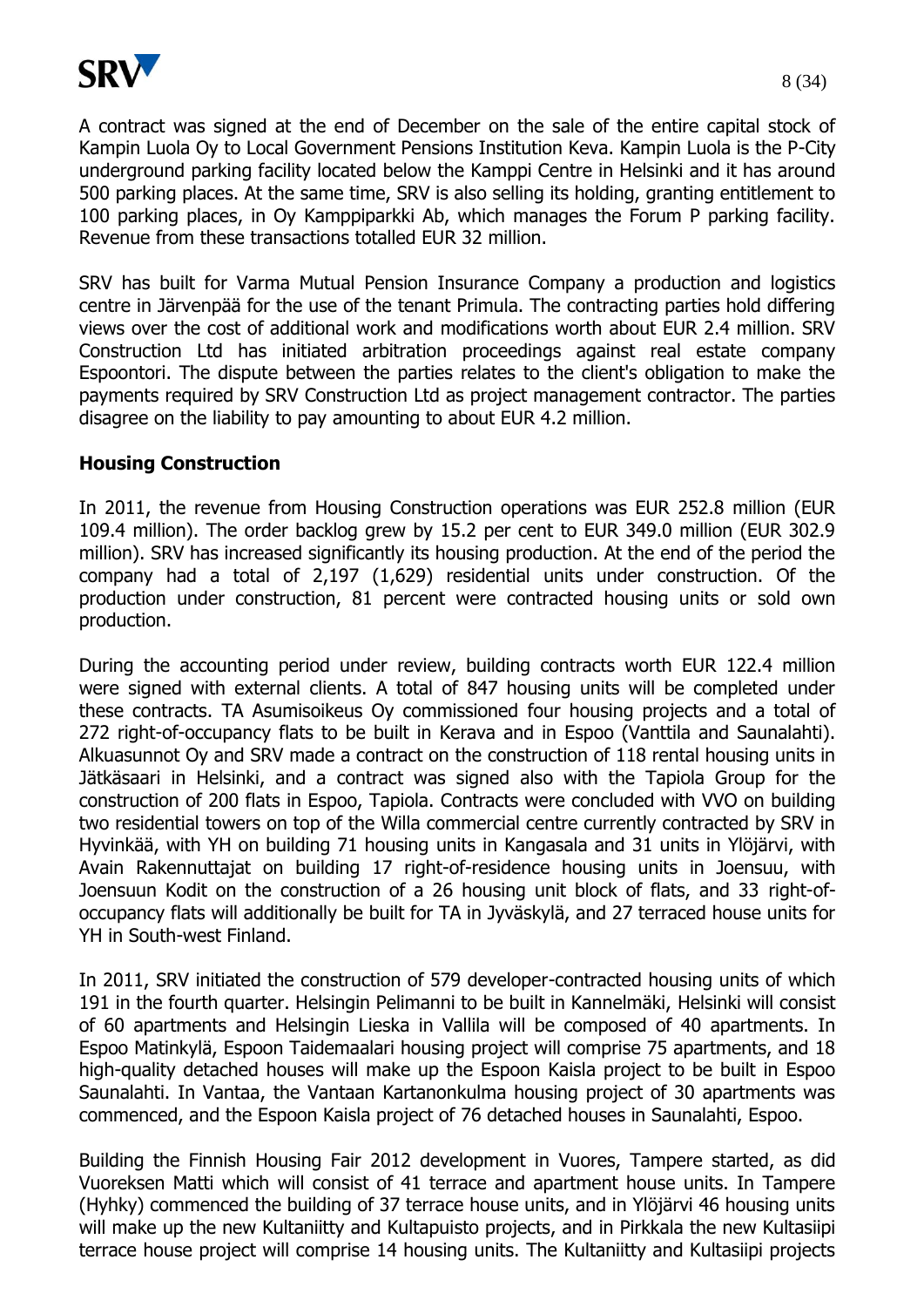A contract was signed at the end of December on the sale of the entire capital stock of Kampin Luola Oy to Local Government Pensions Institution Keva. Kampin Luola is the P-City underground parking facility located below the Kamppi Centre in Helsinki and it has around 500 parking places. At the same time, SRV is also selling its holding, granting entitlement to 100 parking places, in Oy Kamppiparkki Ab, which manages the Forum P parking facility. Revenue from these transactions totalled EUR 32 million.

SRV has built for Varma Mutual Pension Insurance Company a production and logistics centre in Järvenpää for the use of the tenant Primula. The contracting parties hold differing views over the cost of additional work and modifications worth about EUR 2.4 million. SRV Construction Ltd has initiated arbitration proceedings against real estate company Espoontori. The dispute between the parties relates to the client's obligation to make the payments required by SRV Construction Ltd as project management contractor. The parties disagree on the liability to pay amounting to about EUR 4.2 million.

## Housing Construction

In 2011, the revenue from Housing Construction operations was EUR 252.8 million (EUR 109.4 million). The order backlog grew by 15.2 per cent to EUR 349.0 million (EUR 302.9 million). SRV has increased significantly its housing production. At the end of the period the company had a total of 2,197 (1,629) residential units under construction. Of the production under construction, 81 percent were contracted housing units or sold own production.

During the accounting period under review, building contracts worth EUR 122.4 million were signed with external clients. A total of 847 housing units will be completed under these contracts. TA Asumisoikeus Oy commissioned four housing projects and a total of 272 right-of-occupancy flats to be built in Kerava and in Espoo (Vanttila and Saunalahti). Alkuasunnot Oy and SRV made a contract on the construction of 118 rental housing units in Jätkäsaari in Helsinki, and a contract was signed also with the Tapiola Group for the construction of 200 flats in Espoo, Tapiola. Contracts were concluded with VVO on building two residential towers on top of the Willa commercial centre currently contracted by SRV in Hyvinkää, with YH on building 71 housing units in Kangasala and 31 units in Ylöjärvi, with Avain Rakennuttajat on building 17 right-of-residence housing units in Joensuu, with Joensuun Kodit on the construction of a 26 housing unit block of flats, and 33 right-of-occupancy flats will additionally be built for TA in Jyväskylä, and 27 terraced house units for YH in South-west Finland.

In 2011, SRV initiated the construction of 579 developer-contracted housing units of which 191 in the fourth quarter. Helsingin Pelimanni to be built in Kannelmäki, Helsinki will consist of 60 apartments and Helsingin Lieska in Vallila will be composed of 40 apartments. In Espoo Matinkylä, Espoon Taidemaalari housing project will comprise 75 apartments, and 18 high-quality detached houses will make up the Espoon Kaisla project to be built in Espoo Saunalahti. In Vantaa, the Vantaan Kartanonkulma housing project of 30 apartments was commenced, and the Espoon Kaisla project of 76 detached houses in Saunalahti, Espoo.

Building the Finnish Housing Fair 2012 development in Vuores, Tampere started, as did Vuoreksen Matti which will consist of 41 terrace and apartment house units. In Tampere (Hyhky) commenced the building of 37 terrace house units, and in Ylöjärvi 46 housing units will make up the new Kultaniitty and Kultapuisto projects, and in Pirkkala the new Kultasiipi terrace house project will comprise 14 housing units. The Kultaniitty and Kultasiipi projects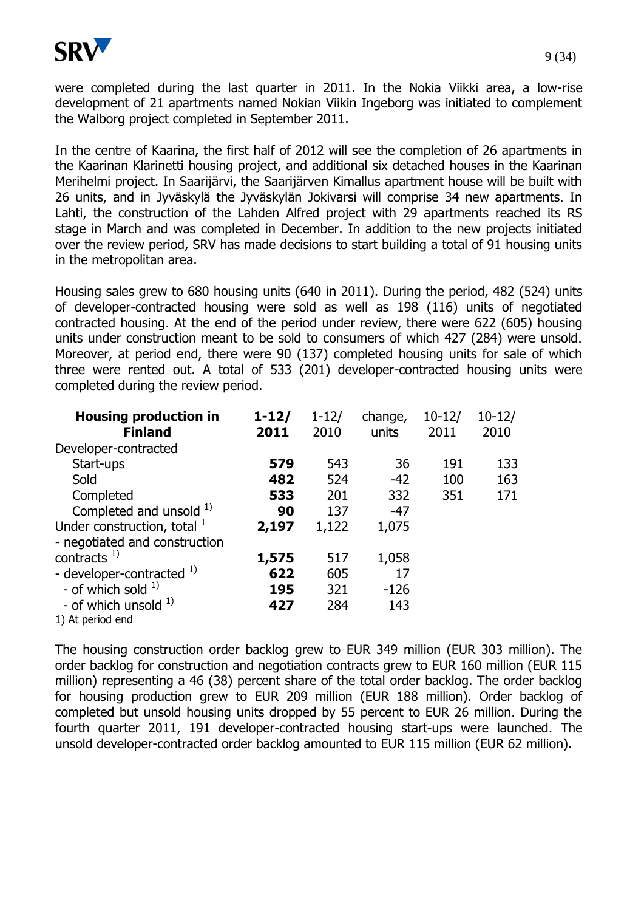were completed during the last quarter in 2011. In the Nokia Viikki area, a low-rise development of 21 apartments named Nokian Viikin Ingeborg was initiated to complement the Walborg project completed in September 2011.

In the centre of Kaarina, the first half of 2012 will see the completion of 26 apartments in the Kaarinan Klarinetti housing project, and additional six detached houses in the Kaarinan Merihelmi project. In Saarijärvi, the Saarijärven Kimallus apartment house will be built with 26 units, and in Jyväskylä the Jyväskylän Jokivarsi will comprise 34 new apartments. In Lahti, the construction of the Lahden Alfred project with 29 apartments reached its RS stage in March and was completed in December. In addition to the new projects initiated over the review period, SRV has made decisions to start building a total of 91 housing units in the metropolitan area.

Housing sales grew to 680 housing units (640 in 2011). During the period, 482 (524) units of developer-contracted housing were sold as well as 198 (116) units of negotiated contracted housing. At the end of the period under review, there were 622 (605) housing units under construction meant to be sold to consumers of which 427 (284) were unsold. Moreover, at period end, there were 90 (137) completed housing units for sale of which three were rented out. A total of 533 (201) developer-contracted housing units were completed during the review period.

| **Housing production in Finland** | **1-12/ 2011** | 1-12/ 2010 | change, units | 10-12/ 2011 | 10-12/ 2010 |
|---|---|---|---|---|---|
| Developer-contracted | | | | | |
| Start-ups | **579** | 543 | 36 | 191 | 133 |
| Sold | **482** | 524 | -42 | 100 | 163 |
| Completed | **533** | 201 | 332 | 351 | 171 |
| Completed and unsold [1)] | **90** | 137 | -47 | | |
| Under construction, total [1] | **2,197** | 1,122 | 1,075 | | |
| - negotiated and construction contracts [1)] | **1,575** | 517 | 1,058 | | |
| - developer-contracted [1)] | **622** | 605 | 17 | | |
| - of which sold [1)] | **195** | 321 | -126 | | |
| - of which unsold [1)] | **427** | 284 | 143 | | |

1) At period end

The housing construction order backlog grew to EUR 349 million (EUR 303 million). The order backlog for construction and negotiation contracts grew to EUR 160 million (EUR 115 million) representing a 46 (38) percent share of the total order backlog. The order backlog for housing production grew to EUR 209 million (EUR 188 million). Order backlog of completed but unsold housing units dropped by 55 percent to EUR 26 million. During the fourth quarter 2011, 191 developer-contracted housing start-ups were launched. The unsold developer-contracted order backlog amounted to EUR 115 million (EUR 62 million).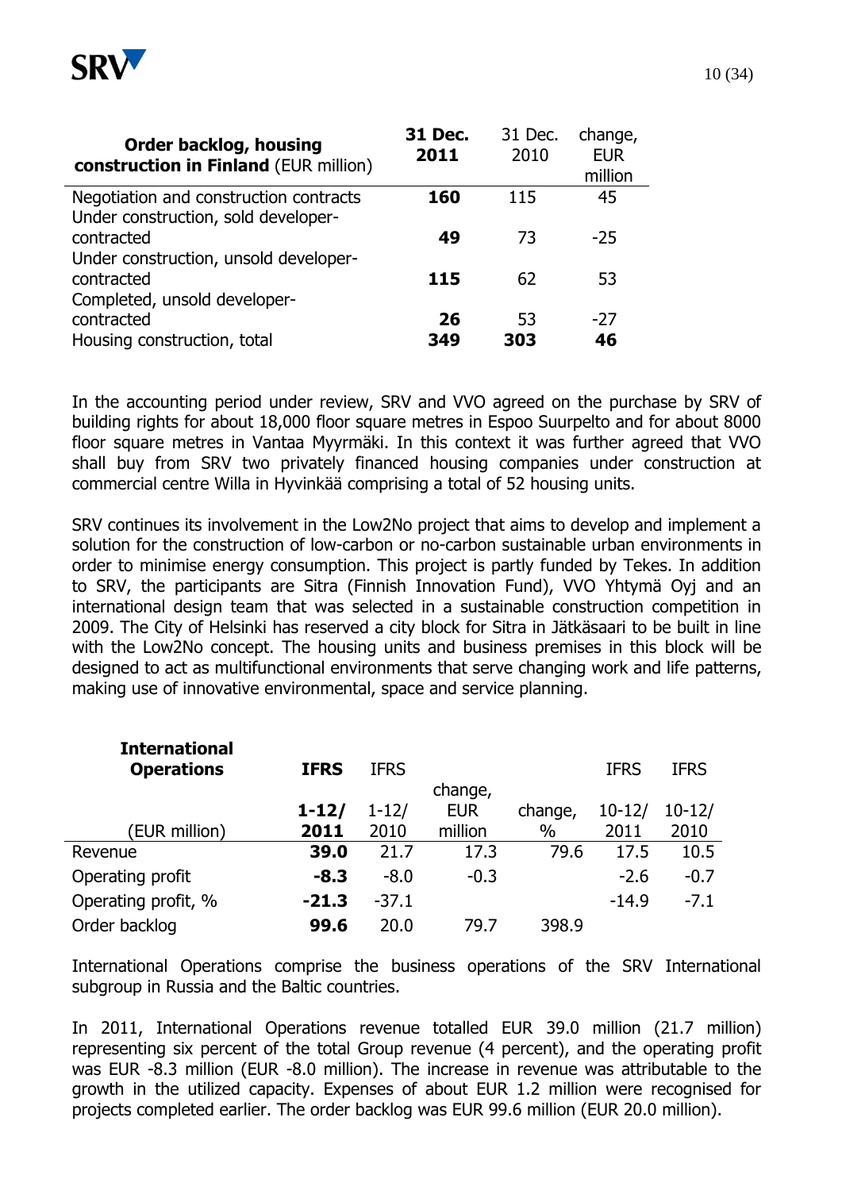| **Order backlog, housing construction in Finland** (EUR million) | **31 Dec. 2011** | 31 Dec. 2010 | change, EUR million |
|---|---|---|---|
| Negotiation and construction contracts | **160** | 115 | 45 |
| Under construction, sold developer-contracted | **49** | 73 | -25 |
| Under construction, unsold developer-contracted | **115** | 62 | 53 |
| Completed, unsold developer-contracted | **26** | 53 | -27 |
| Housing construction, total | **349** | **303** | **46** |

In the accounting period under review, SRV and VVO agreed on the purchase by SRV of building rights for about 18,000 floor square metres in Espoo Suurpelto and for about 8000 floor square metres in Vantaa Myyrmäki. In this context it was further agreed that VVO shall buy from SRV two privately financed housing companies under construction at commercial centre Willa in Hyvinkää comprising a total of 52 housing units.

SRV continues its involvement in the Low2No project that aims to develop and implement a solution for the construction of low-carbon or no-carbon sustainable urban environments in order to minimise energy consumption. This project is partly funded by Tekes. In addition to SRV, the participants are Sitra (Finnish Innovation Fund), VVO Yhtymä Oyj and an international design team that was selected in a sustainable construction competition in 2009. The City of Helsinki has reserved a city block for Sitra in Jätkäsaari to be built in line with the Low2No concept. The housing units and business premises in this block will be designed to act as multifunctional environments that serve changing work and life patterns, making use of innovative environmental, space and service planning.

| **International Operations** (EUR million) | **IFRS 1-12/ 2011** | IFRS 1-12/ 2010 | change, EUR million | change, % | IFRS 10-12/ 2011 | IFRS 10-12/ 2010 |
|---|---|---|---|---|---|---|
| Revenue | **39.0** | 21.7 | 17.3 | 79.6 | 17.5 | 10.5 |
| Operating profit | **-8.3** | -8.0 | -0.3 | | -2.6 | -0.7 |
| Operating profit, % | **-21.3** | -37.1 | | | -14.9 | -7.1 |
| Order backlog | **99.6** | 20.0 | 79.7 | 398.9 | | |

International Operations comprise the business operations of the SRV International subgroup in Russia and the Baltic countries.

In 2011, International Operations revenue totalled EUR 39.0 million (21.7 million) representing six percent of the total Group revenue (4 percent), and the operating profit was EUR -8.3 million (EUR -8.0 million). The increase in revenue was attributable to the growth in the utilized capacity. Expenses of about EUR 1.2 million were recognised for projects completed earlier. The order backlog was EUR 99.6 million (EUR 20.0 million).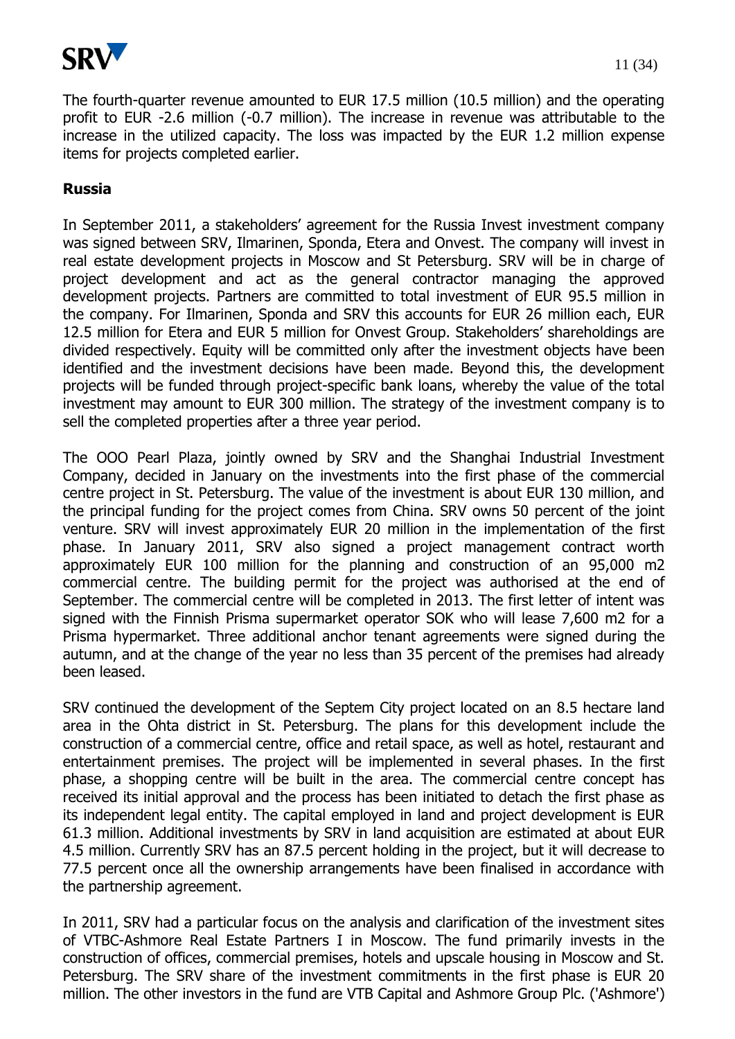The fourth-quarter revenue amounted to EUR 17.5 million (10.5 million) and the operating profit to EUR -2.6 million (-0.7 million). The increase in revenue was attributable to the increase in the utilized capacity. The loss was impacted by the EUR 1.2 million expense items for projects completed earlier.

**Russia**

In September 2011, a stakeholders' agreement for the Russia Invest investment company was signed between SRV, Ilmarinen, Sponda, Etera and Onvest. The company will invest in real estate development projects in Moscow and St Petersburg. SRV will be in charge of project development and act as the general contractor managing the approved development projects. Partners are committed to total investment of EUR 95.5 million in the company. For Ilmarinen, Sponda and SRV this accounts for EUR 26 million each, EUR 12.5 million for Etera and EUR 5 million for Onvest Group. Stakeholders' shareholdings are divided respectively. Equity will be committed only after the investment objects have been identified and the investment decisions have been made. Beyond this, the development projects will be funded through project-specific bank loans, whereby the value of the total investment may amount to EUR 300 million. The strategy of the investment company is to sell the completed properties after a three year period.

The OOO Pearl Plaza, jointly owned by SRV and the Shanghai Industrial Investment Company, decided in January on the investments into the first phase of the commercial centre project in St. Petersburg. The value of the investment is about EUR 130 million, and the principal funding for the project comes from China. SRV owns 50 percent of the joint venture. SRV will invest approximately EUR 20 million in the implementation of the first phase. In January 2011, SRV also signed a project management contract worth approximately EUR 100 million for the planning and construction of an 95,000 m2 commercial centre. The building permit for the project was authorised at the end of September. The commercial centre will be completed in 2013. The first letter of intent was signed with the Finnish Prisma supermarket operator SOK who will lease 7,600 m2 for a Prisma hypermarket. Three additional anchor tenant agreements were signed during the autumn, and at the change of the year no less than 35 percent of the premises had already been leased.

SRV continued the development of the Septem City project located on an 8.5 hectare land area in the Ohta district in St. Petersburg. The plans for this development include the construction of a commercial centre, office and retail space, as well as hotel, restaurant and entertainment premises. The project will be implemented in several phases. In the first phase, a shopping centre will be built in the area. The commercial centre concept has received its initial approval and the process has been initiated to detach the first phase as its independent legal entity. The capital employed in land and project development is EUR 61.3 million. Additional investments by SRV in land acquisition are estimated at about EUR 4.5 million. Currently SRV has an 87.5 percent holding in the project, but it will decrease to 77.5 percent once all the ownership arrangements have been finalised in accordance with the partnership agreement.

In 2011, SRV had a particular focus on the analysis and clarification of the investment sites of VTBC-Ashmore Real Estate Partners I in Moscow. The fund primarily invests in the construction of offices, commercial premises, hotels and upscale housing in Moscow and St. Petersburg. The SRV share of the investment commitments in the first phase is EUR 20 million. The other investors in the fund are VTB Capital and Ashmore Group Plc. ('Ashmore')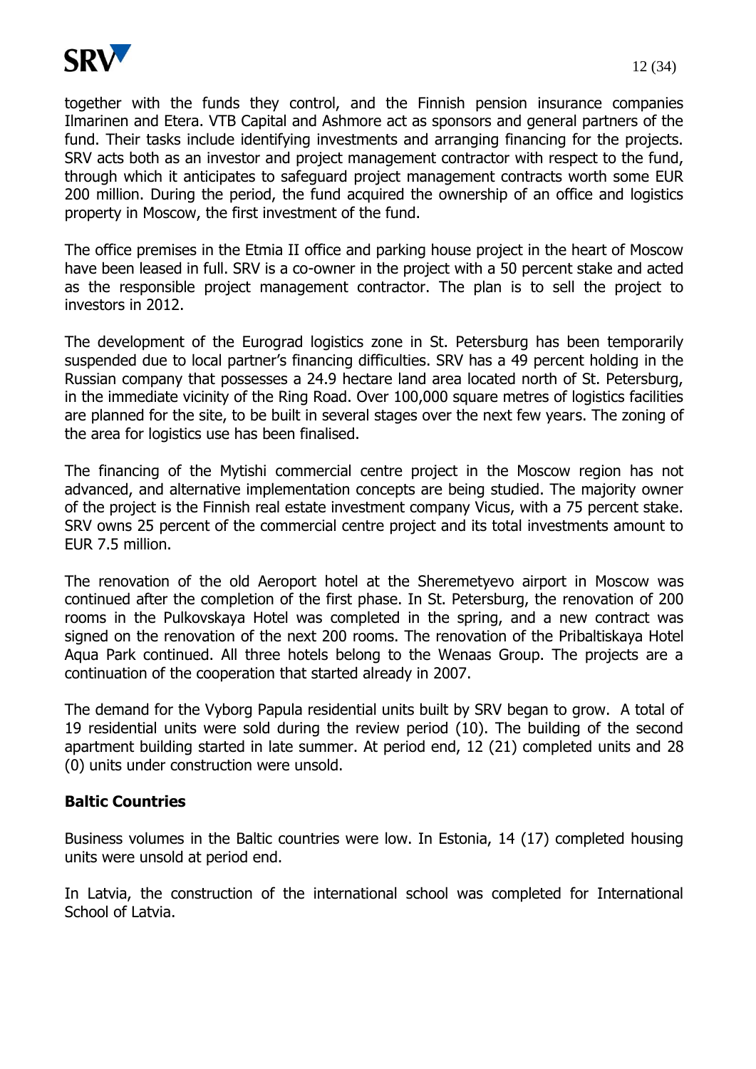together with the funds they control, and the Finnish pension insurance companies Ilmarinen and Etera. VTB Capital and Ashmore act as sponsors and general partners of the fund. Their tasks include identifying investments and arranging financing for the projects. SRV acts both as an investor and project management contractor with respect to the fund, through which it anticipates to safeguard project management contracts worth some EUR 200 million. During the period, the fund acquired the ownership of an office and logistics property in Moscow, the first investment of the fund.

The office premises in the Etmia II office and parking house project in the heart of Moscow have been leased in full. SRV is a co-owner in the project with a 50 percent stake and acted as the responsible project management contractor. The plan is to sell the project to investors in 2012.

The development of the Eurograd logistics zone in St. Petersburg has been temporarily suspended due to local partner's financing difficulties. SRV has a 49 percent holding in the Russian company that possesses a 24.9 hectare land area located north of St. Petersburg, in the immediate vicinity of the Ring Road. Over 100,000 square metres of logistics facilities are planned for the site, to be built in several stages over the next few years. The zoning of the area for logistics use has been finalised.

The financing of the Mytishi commercial centre project in the Moscow region has not advanced, and alternative implementation concepts are being studied. The majority owner of the project is the Finnish real estate investment company Vicus, with a 75 percent stake. SRV owns 25 percent of the commercial centre project and its total investments amount to EUR 7.5 million.

The renovation of the old Aeroport hotel at the Sheremetyevo airport in Moscow was continued after the completion of the first phase. In St. Petersburg, the renovation of 200 rooms in the Pulkovskaya Hotel was completed in the spring, and a new contract was signed on the renovation of the next 200 rooms. The renovation of the Pribaltiskaya Hotel Aqua Park continued. All three hotels belong to the Wenaas Group. The projects are a continuation of the cooperation that started already in 2007.

The demand for the Vyborg Papula residential units built by SRV began to grow. A total of 19 residential units were sold during the review period (10). The building of the second apartment building started in late summer. At period end, 12 (21) completed units and 28 (0) units under construction were unsold.

**Baltic Countries**

Business volumes in the Baltic countries were low. In Estonia, 14 (17) completed housing units were unsold at period end.

In Latvia, the construction of the international school was completed for International School of Latvia.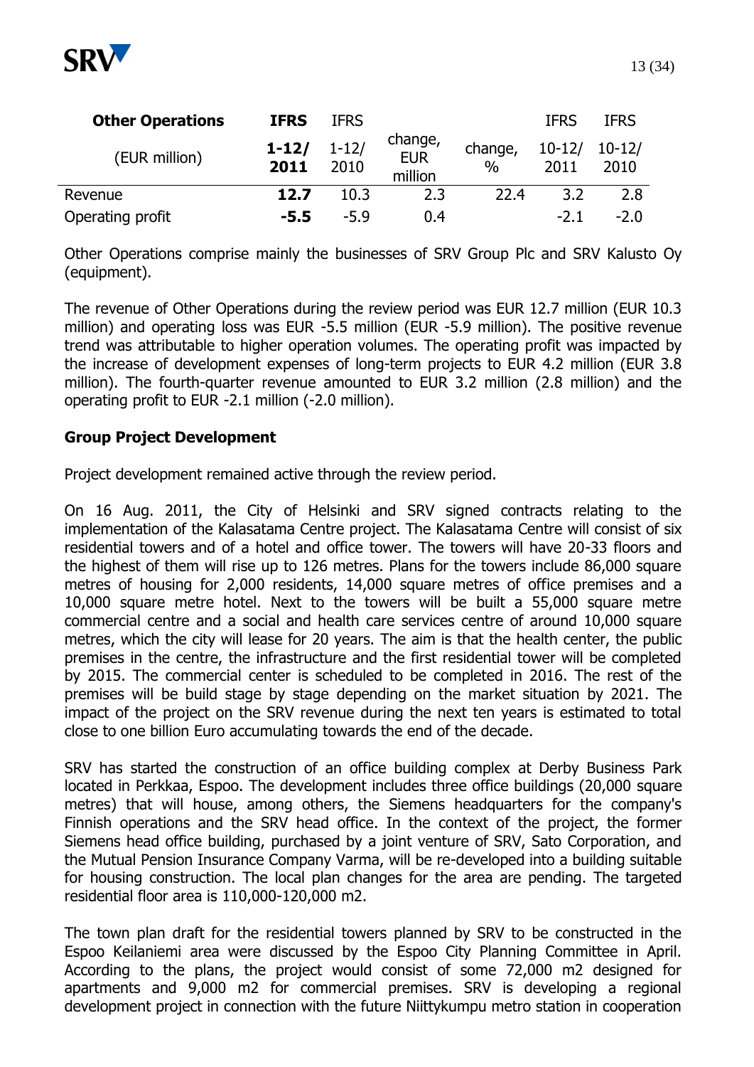| **Other Operations** | **IFRS** | IFRS | | | IFRS | IFRS |
|---|---|---|---|---|---|---|
| (EUR million) | **1-12/ 2011** | 1-12/ 2010 | change, EUR million | change, % | 10-12/ 2011 | 10-12/ 2010 |
| Revenue | **12.7** | 10.3 | 2.3 | 22.4 | 3.2 | 2.8 |
| Operating profit | **-5.5** | -5.9 | 0.4 | | -2.1 | -2.0 |

Other Operations comprise mainly the businesses of SRV Group Plc and SRV Kalusto Oy (equipment).

The revenue of Other Operations during the review period was EUR 12.7 million (EUR 10.3 million) and operating loss was EUR -5.5 million (EUR -5.9 million). The positive revenue trend was attributable to higher operation volumes. The operating profit was impacted by the increase of development expenses of long-term projects to EUR 4.2 million (EUR 3.8 million). The fourth-quarter revenue amounted to EUR 3.2 million (2.8 million) and the operating profit to EUR -2.1 million (-2.0 million).

## Group Project Development

Project development remained active through the review period.

On 16 Aug. 2011, the City of Helsinki and SRV signed contracts relating to the implementation of the Kalasatama Centre project. The Kalasatama Centre will consist of six residential towers and of a hotel and office tower. The towers will have 20-33 floors and the highest of them will rise up to 126 metres. Plans for the towers include 86,000 square metres of housing for 2,000 residents, 14,000 square metres of office premises and a 10,000 square metre hotel. Next to the towers will be built a 55,000 square metre commercial centre and a social and health care services centre of around 10,000 square metres, which the city will lease for 20 years. The aim is that the health center, the public premises in the centre, the infrastructure and the first residential tower will be completed by 2015. The commercial center is scheduled to be completed in 2016. The rest of the premises will be build stage by stage depending on the market situation by 2021. The impact of the project on the SRV revenue during the next ten years is estimated to total close to one billion Euro accumulating towards the end of the decade.

SRV has started the construction of an office building complex at Derby Business Park located in Perkkaa, Espoo. The development includes three office buildings (20,000 square metres) that will house, among others, the Siemens headquarters for the company's Finnish operations and the SRV head office. In the context of the project, the former Siemens head office building, purchased by a joint venture of SRV, Sato Corporation, and the Mutual Pension Insurance Company Varma, will be re-developed into a building suitable for housing construction. The local plan changes for the area are pending. The targeted residential floor area is 110,000-120,000 m2.

The town plan draft for the residential towers planned by SRV to be constructed in the Espoo Keilaniemi area were discussed by the Espoo City Planning Committee in April. According to the plans, the project would consist of some 72,000 m2 designed for apartments and 9,000 m2 for commercial premises. SRV is developing a regional development project in connection with the future Niittykumpu metro station in cooperation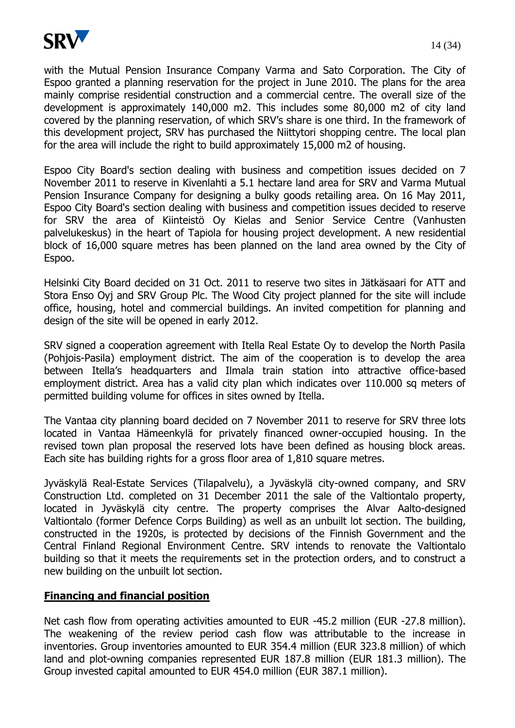with the Mutual Pension Insurance Company Varma and Sato Corporation. The City of Espoo granted a planning reservation for the project in June 2010. The plans for the area mainly comprise residential construction and a commercial centre. The overall size of the development is approximately 140,000 m2. This includes some 80,000 m2 of city land covered by the planning reservation, of which SRV's share is one third. In the framework of this development project, SRV has purchased the Niittytori shopping centre. The local plan for the area will include the right to build approximately 15,000 m2 of housing.

Espoo City Board's section dealing with business and competition issues decided on 7 November 2011 to reserve in Kivenlahti a 5.1 hectare land area for SRV and Varma Mutual Pension Insurance Company for designing a bulky goods retailing area. On 16 May 2011, Espoo City Board's section dealing with business and competition issues decided to reserve for SRV the area of Kiinteistö Oy Kielas and Senior Service Centre (Vanhusten palvelukeskus) in the heart of Tapiola for housing project development. A new residential block of 16,000 square metres has been planned on the land area owned by the City of Espoo.

Helsinki City Board decided on 31 Oct. 2011 to reserve two sites in Jätkäsaari for ATT and Stora Enso Oyj and SRV Group Plc. The Wood City project planned for the site will include office, housing, hotel and commercial buildings. An invited competition for planning and design of the site will be opened in early 2012.

SRV signed a cooperation agreement with Itella Real Estate Oy to develop the North Pasila (Pohjois-Pasila) employment district. The aim of the cooperation is to develop the area between Itella's headquarters and Ilmala train station into attractive office-based employment district. Area has a valid city plan which indicates over 110.000 sq meters of permitted building volume for offices in sites owned by Itella.

The Vantaa city planning board decided on 7 November 2011 to reserve for SRV three lots located in Vantaa Hämeenkylä for privately financed owner-occupied housing. In the revised town plan proposal the reserved lots have been defined as housing block areas. Each site has building rights for a gross floor area of 1,810 square metres.

Jyväskylä Real-Estate Services (Tilapalvelu), a Jyväskylä city-owned company, and SRV Construction Ltd. completed on 31 December 2011 the sale of the Valtiontalo property, located in Jyväskylä city centre. The property comprises the Alvar Aalto-designed Valtiontalo (former Defence Corps Building) as well as an unbuilt lot section. The building, constructed in the 1920s, is protected by decisions of the Finnish Government and the Central Finland Regional Environment Centre. SRV intends to renovate the Valtiontalo building so that it meets the requirements set in the protection orders, and to construct a new building on the unbuilt lot section.

## Financing and financial position

Net cash flow from operating activities amounted to EUR -45.2 million (EUR -27.8 million). The weakening of the review period cash flow was attributable to the increase in inventories. Group inventories amounted to EUR 354.4 million (EUR 323.8 million) of which land and plot-owning companies represented EUR 187.8 million (EUR 181.3 million). The Group invested capital amounted to EUR 454.0 million (EUR 387.1 million).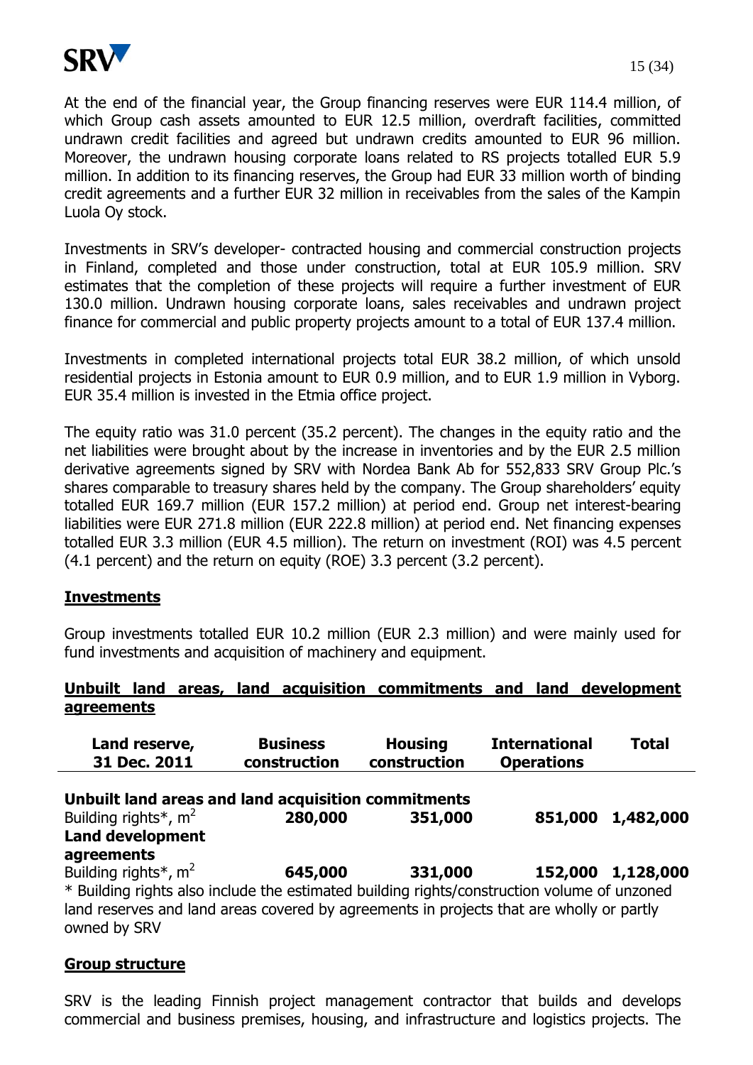At the end of the financial year, the Group financing reserves were EUR 114.4 million, of which Group cash assets amounted to EUR 12.5 million, overdraft facilities, committed undrawn credit facilities and agreed but undrawn credits amounted to EUR 96 million. Moreover, the undrawn housing corporate loans related to RS projects totalled EUR 5.9 million. In addition to its financing reserves, the Group had EUR 33 million worth of binding credit agreements and a further EUR 32 million in receivables from the sales of the Kampin Luola Oy stock.

Investments in SRV's developer- contracted housing and commercial construction projects in Finland, completed and those under construction, total at EUR 105.9 million. SRV estimates that the completion of these projects will require a further investment of EUR 130.0 million. Undrawn housing corporate loans, sales receivables and undrawn project finance for commercial and public property projects amount to a total of EUR 137.4 million.

Investments in completed international projects total EUR 38.2 million, of which unsold residential projects in Estonia amount to EUR 0.9 million, and to EUR 1.9 million in Vyborg. EUR 35.4 million is invested in the Etmia office project.

The equity ratio was 31.0 percent (35.2 percent). The changes in the equity ratio and the net liabilities were brought about by the increase in inventories and by the EUR 2.5 million derivative agreements signed by SRV with Nordea Bank Ab for 552,833 SRV Group Plc.'s shares comparable to treasury shares held by the company. The Group shareholders' equity totalled EUR 169.7 million (EUR 157.2 million) at period end. Group net interest-bearing liabilities were EUR 271.8 million (EUR 222.8 million) at period end. Net financing expenses totalled EUR 3.3 million (EUR 4.5 million). The return on investment (ROI) was 4.5 percent (4.1 percent) and the return on equity (ROE) 3.3 percent (3.2 percent).

## Investments

Group investments totalled EUR 10.2 million (EUR 2.3 million) and were mainly used for fund investments and acquisition of machinery and equipment.

## Unbuilt land areas, land acquisition commitments and land development agreements

| Land reserve, 31 Dec. 2011 | Business construction | Housing construction | International Operations | Total |
|---|---|---|---|---|
| **Unbuilt land areas and land acquisition commitments** | | | | |
| Building rights*, $m^2$ | **280,000** | **351,000** | **851,000** | **1,482,000** |
| **Land development agreements** | | | | |
| Building rights*, $m^2$ | **645,000** | **331,000** | **152,000** | **1,128,000** |

\* Building rights also include the estimated building rights/construction volume of unzoned land reserves and land areas covered by agreements in projects that are wholly or partly owned by SRV

## Group structure

SRV is the leading Finnish project management contractor that builds and develops commercial and business premises, housing, and infrastructure and logistics projects. The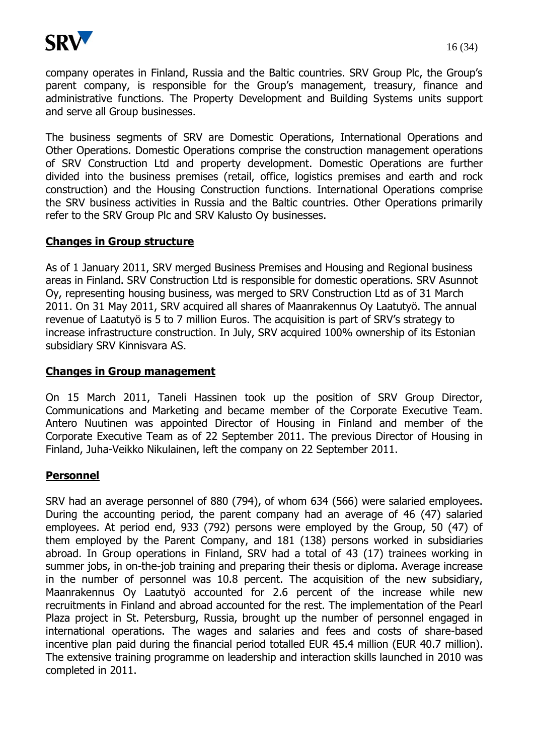company operates in Finland, Russia and the Baltic countries. SRV Group Plc, the Group's parent company, is responsible for the Group's management, treasury, finance and administrative functions. The Property Development and Building Systems units support and serve all Group businesses.

The business segments of SRV are Domestic Operations, International Operations and Other Operations. Domestic Operations comprise the construction management operations of SRV Construction Ltd and property development. Domestic Operations are further divided into the business premises (retail, office, logistics premises and earth and rock construction) and the Housing Construction functions. International Operations comprise the SRV business activities in Russia and the Baltic countries. Other Operations primarily refer to the SRV Group Plc and SRV Kalusto Oy businesses.

## Changes in Group structure

As of 1 January 2011, SRV merged Business Premises and Housing and Regional business areas in Finland. SRV Construction Ltd is responsible for domestic operations. SRV Asunnot Oy, representing housing business, was merged to SRV Construction Ltd as of 31 March 2011. On 31 May 2011, SRV acquired all shares of Maanrakennus Oy Laatutyö. The annual revenue of Laatutyö is 5 to 7 million Euros. The acquisition is part of SRV's strategy to increase infrastructure construction. In July, SRV acquired 100% ownership of its Estonian subsidiary SRV Kinnisvara AS.

## Changes in Group management

On 15 March 2011, Taneli Hassinen took up the position of SRV Group Director, Communications and Marketing and became member of the Corporate Executive Team. Antero Nuutinen was appointed Director of Housing in Finland and member of the Corporate Executive Team as of 22 September 2011. The previous Director of Housing in Finland, Juha-Veikko Nikulainen, left the company on 22 September 2011.

## Personnel

SRV had an average personnel of 880 (794), of whom 634 (566) were salaried employees. During the accounting period, the parent company had an average of 46 (47) salaried employees. At period end, 933 (792) persons were employed by the Group, 50 (47) of them employed by the Parent Company, and 181 (138) persons worked in subsidiaries abroad. In Group operations in Finland, SRV had a total of 43 (17) trainees working in summer jobs, in on-the-job training and preparing their thesis or diploma. Average increase in the number of personnel was 10.8 percent. The acquisition of the new subsidiary, Maanrakennus Oy Laatutyö accounted for 2.6 percent of the increase while new recruitments in Finland and abroad accounted for the rest. The implementation of the Pearl Plaza project in St. Petersburg, Russia, brought up the number of personnel engaged in international operations. The wages and salaries and fees and costs of share-based incentive plan paid during the financial period totalled EUR 45.4 million (EUR 40.7 million). The extensive training programme on leadership and interaction skills launched in 2010 was completed in 2011.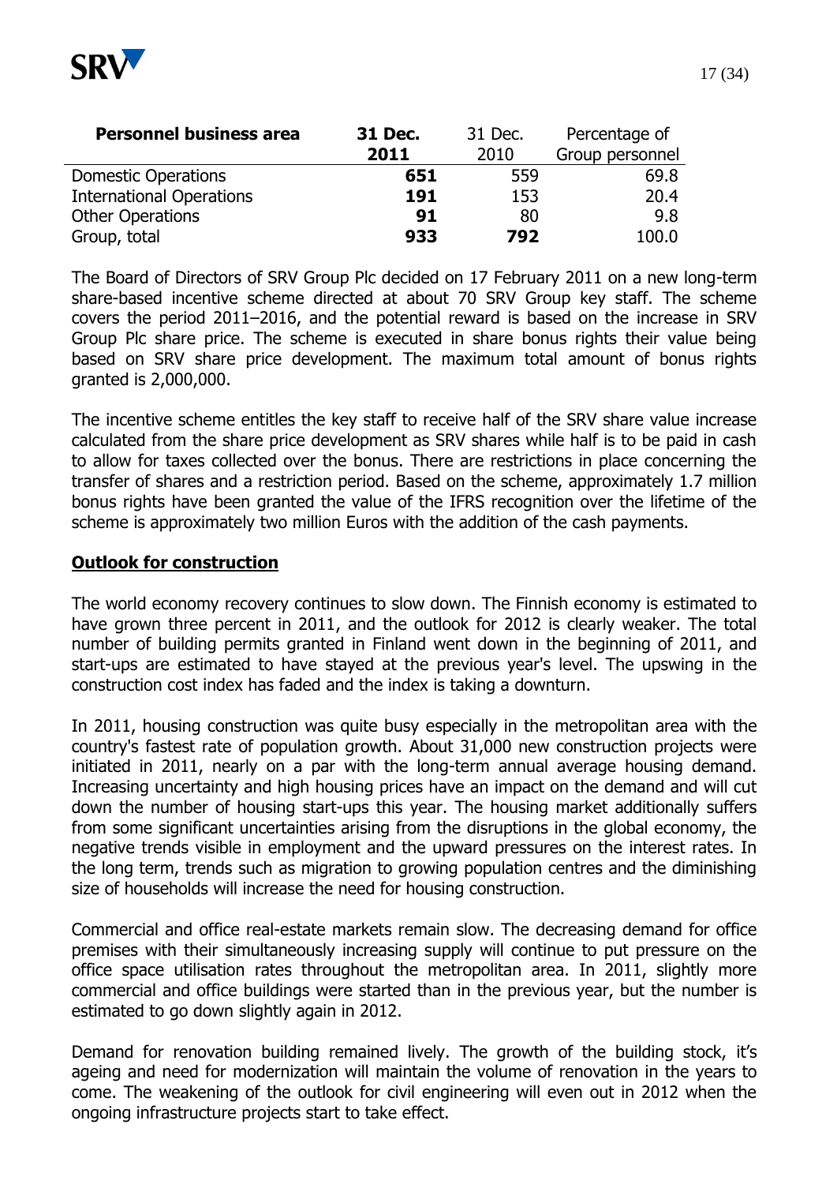| Personnel business area | 31 Dec. 2011 | 31 Dec. 2010 | Percentage of Group personnel |
|---|---|---|---|
| Domestic Operations | **651** | 559 | 69.8 |
| International Operations | **191** | 153 | 20.4 |
| Other Operations | **91** | 80 | 9.8 |
| Group, total | **933** | **792** | 100.0 |

The Board of Directors of SRV Group Plc decided on 17 February 2011 on a new long-term share-based incentive scheme directed at about 70 SRV Group key staff. The scheme covers the period 2011–2016, and the potential reward is based on the increase in SRV Group Plc share price. The scheme is executed in share bonus rights their value being based on SRV share price development. The maximum total amount of bonus rights granted is 2,000,000.

The incentive scheme entitles the key staff to receive half of the SRV share value increase calculated from the share price development as SRV shares while half is to be paid in cash to allow for taxes collected over the bonus. There are restrictions in place concerning the transfer of shares and a restriction period. Based on the scheme, approximately 1.7 million bonus rights have been granted the value of the IFRS recognition over the lifetime of the scheme is approximately two million Euros with the addition of the cash payments.

## Outlook for construction

The world economy recovery continues to slow down. The Finnish economy is estimated to have grown three percent in 2011, and the outlook for 2012 is clearly weaker. The total number of building permits granted in Finland went down in the beginning of 2011, and start-ups are estimated to have stayed at the previous year's level. The upswing in the construction cost index has faded and the index is taking a downturn.

In 2011, housing construction was quite busy especially in the metropolitan area with the country's fastest rate of population growth. About 31,000 new construction projects were initiated in 2011, nearly on a par with the long-term annual average housing demand. Increasing uncertainty and high housing prices have an impact on the demand and will cut down the number of housing start-ups this year. The housing market additionally suffers from some significant uncertainties arising from the disruptions in the global economy, the negative trends visible in employment and the upward pressures on the interest rates. In the long term, trends such as migration to growing population centres and the diminishing size of households will increase the need for housing construction.

Commercial and office real-estate markets remain slow. The decreasing demand for office premises with their simultaneously increasing supply will continue to put pressure on the office space utilisation rates throughout the metropolitan area. In 2011, slightly more commercial and office buildings were started than in the previous year, but the number is estimated to go down slightly again in 2012.

Demand for renovation building remained lively. The growth of the building stock, it's ageing and need for modernization will maintain the volume of renovation in the years to come. The weakening of the outlook for civil engineering will even out in 2012 when the ongoing infrastructure projects start to take effect.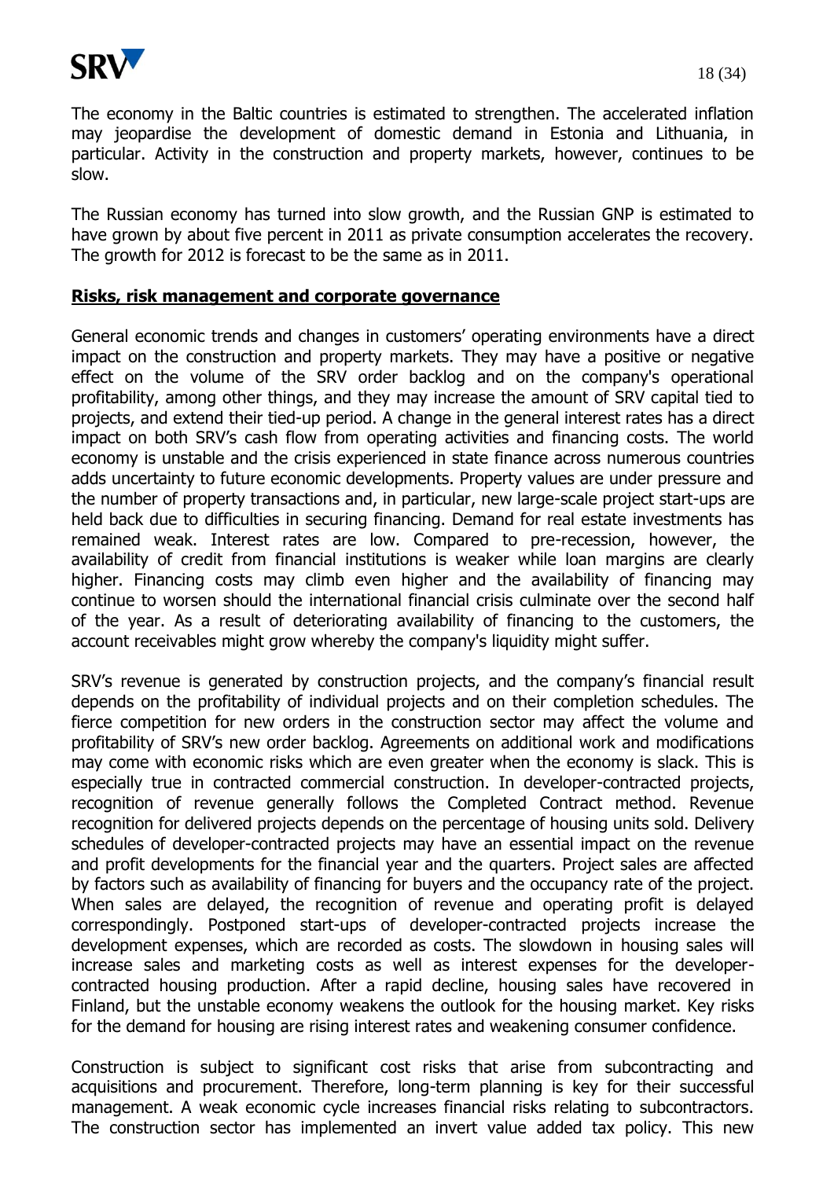The economy in the Baltic countries is estimated to strengthen. The accelerated inflation may jeopardise the development of domestic demand in Estonia and Lithuania, in particular. Activity in the construction and property markets, however, continues to be slow.

The Russian economy has turned into slow growth, and the Russian GNP is estimated to have grown by about five percent in 2011 as private consumption accelerates the recovery. The growth for 2012 is forecast to be the same as in 2011.

## Risks, risk management and corporate governance

General economic trends and changes in customers' operating environments have a direct impact on the construction and property markets. They may have a positive or negative effect on the volume of the SRV order backlog and on the company's operational profitability, among other things, and they may increase the amount of SRV capital tied to projects, and extend their tied-up period. A change in the general interest rates has a direct impact on both SRV's cash flow from operating activities and financing costs. The world economy is unstable and the crisis experienced in state finance across numerous countries adds uncertainty to future economic developments. Property values are under pressure and the number of property transactions and, in particular, new large-scale project start-ups are held back due to difficulties in securing financing. Demand for real estate investments has remained weak. Interest rates are low. Compared to pre-recession, however, the availability of credit from financial institutions is weaker while loan margins are clearly higher. Financing costs may climb even higher and the availability of financing may continue to worsen should the international financial crisis culminate over the second half of the year. As a result of deteriorating availability of financing to the customers, the account receivables might grow whereby the company's liquidity might suffer.

SRV's revenue is generated by construction projects, and the company's financial result depends on the profitability of individual projects and on their completion schedules. The fierce competition for new orders in the construction sector may affect the volume and profitability of SRV's new order backlog. Agreements on additional work and modifications may come with economic risks which are even greater when the economy is slack. This is especially true in contracted commercial construction. In developer-contracted projects, recognition of revenue generally follows the Completed Contract method. Revenue recognition for delivered projects depends on the percentage of housing units sold. Delivery schedules of developer-contracted projects may have an essential impact on the revenue and profit developments for the financial year and the quarters. Project sales are affected by factors such as availability of financing for buyers and the occupancy rate of the project. When sales are delayed, the recognition of revenue and operating profit is delayed correspondingly. Postponed start-ups of developer-contracted projects increase the development expenses, which are recorded as costs. The slowdown in housing sales will increase sales and marketing costs as well as interest expenses for the developer-contracted housing production. After a rapid decline, housing sales have recovered in Finland, but the unstable economy weakens the outlook for the housing market. Key risks for the demand for housing are rising interest rates and weakening consumer confidence.

Construction is subject to significant cost risks that arise from subcontracting and acquisitions and procurement. Therefore, long-term planning is key for their successful management. A weak economic cycle increases financial risks relating to subcontractors. The construction sector has implemented an invert value added tax policy. This new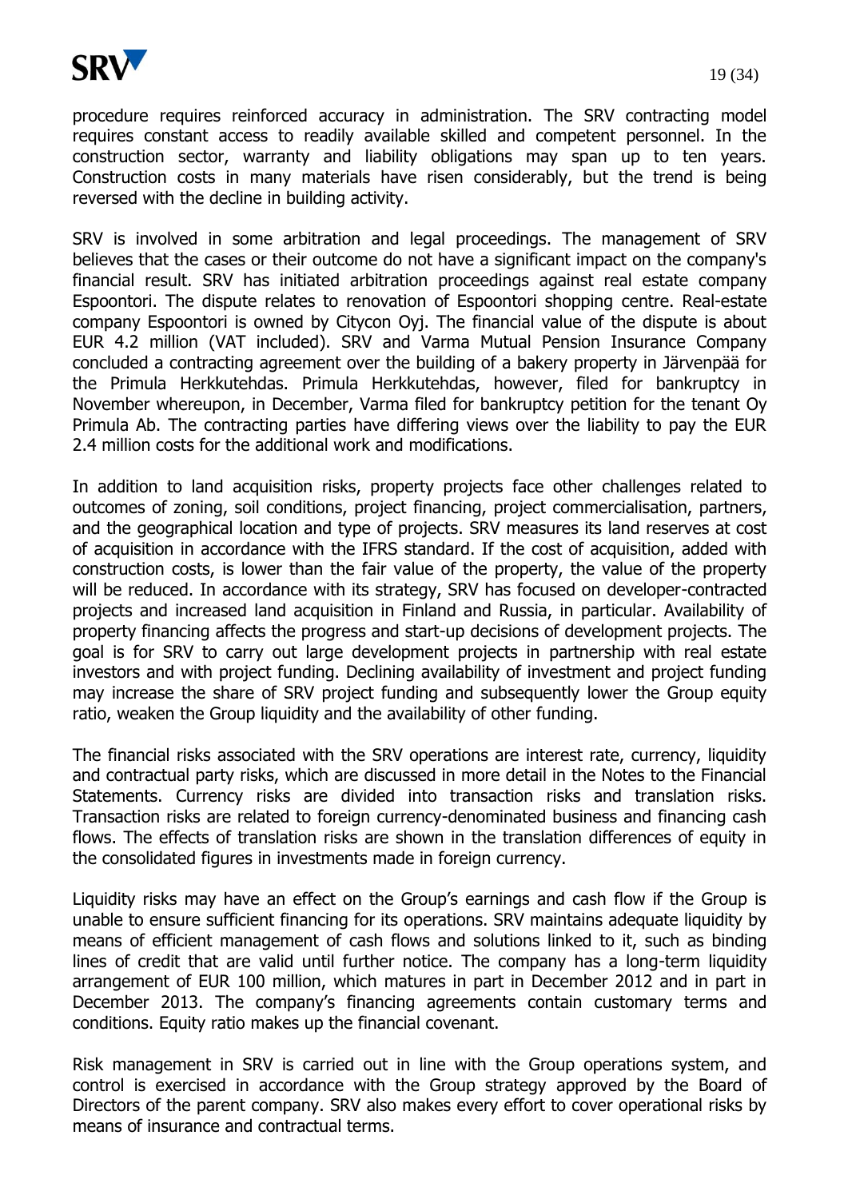procedure requires reinforced accuracy in administration. The SRV contracting model requires constant access to readily available skilled and competent personnel. In the construction sector, warranty and liability obligations may span up to ten years. Construction costs in many materials have risen considerably, but the trend is being reversed with the decline in building activity.

SRV is involved in some arbitration and legal proceedings. The management of SRV believes that the cases or their outcome do not have a significant impact on the company's financial result. SRV has initiated arbitration proceedings against real estate company Espoontori. The dispute relates to renovation of Espoontori shopping centre. Real-estate company Espoontori is owned by Citycon Oyj. The financial value of the dispute is about EUR 4.2 million (VAT included). SRV and Varma Mutual Pension Insurance Company concluded a contracting agreement over the building of a bakery property in Järvenpää for the Primula Herkkutehdas. Primula Herkkutehdas, however, filed for bankruptcy in November whereupon, in December, Varma filed for bankruptcy petition for the tenant Oy Primula Ab. The contracting parties have differing views over the liability to pay the EUR 2.4 million costs for the additional work and modifications.

In addition to land acquisition risks, property projects face other challenges related to outcomes of zoning, soil conditions, project financing, project commercialisation, partners, and the geographical location and type of projects. SRV measures its land reserves at cost of acquisition in accordance with the IFRS standard. If the cost of acquisition, added with construction costs, is lower than the fair value of the property, the value of the property will be reduced. In accordance with its strategy, SRV has focused on developer-contracted projects and increased land acquisition in Finland and Russia, in particular. Availability of property financing affects the progress and start-up decisions of development projects. The goal is for SRV to carry out large development projects in partnership with real estate investors and with project funding. Declining availability of investment and project funding may increase the share of SRV project funding and subsequently lower the Group equity ratio, weaken the Group liquidity and the availability of other funding.

The financial risks associated with the SRV operations are interest rate, currency, liquidity and contractual party risks, which are discussed in more detail in the Notes to the Financial Statements. Currency risks are divided into transaction risks and translation risks. Transaction risks are related to foreign currency-denominated business and financing cash flows. The effects of translation risks are shown in the translation differences of equity in the consolidated figures in investments made in foreign currency.

Liquidity risks may have an effect on the Group's earnings and cash flow if the Group is unable to ensure sufficient financing for its operations. SRV maintains adequate liquidity by means of efficient management of cash flows and solutions linked to it, such as binding lines of credit that are valid until further notice. The company has a long-term liquidity arrangement of EUR 100 million, which matures in part in December 2012 and in part in December 2013. The company's financing agreements contain customary terms and conditions. Equity ratio makes up the financial covenant.

Risk management in SRV is carried out in line with the Group operations system, and control is exercised in accordance with the Group strategy approved by the Board of Directors of the parent company. SRV also makes every effort to cover operational risks by means of insurance and contractual terms.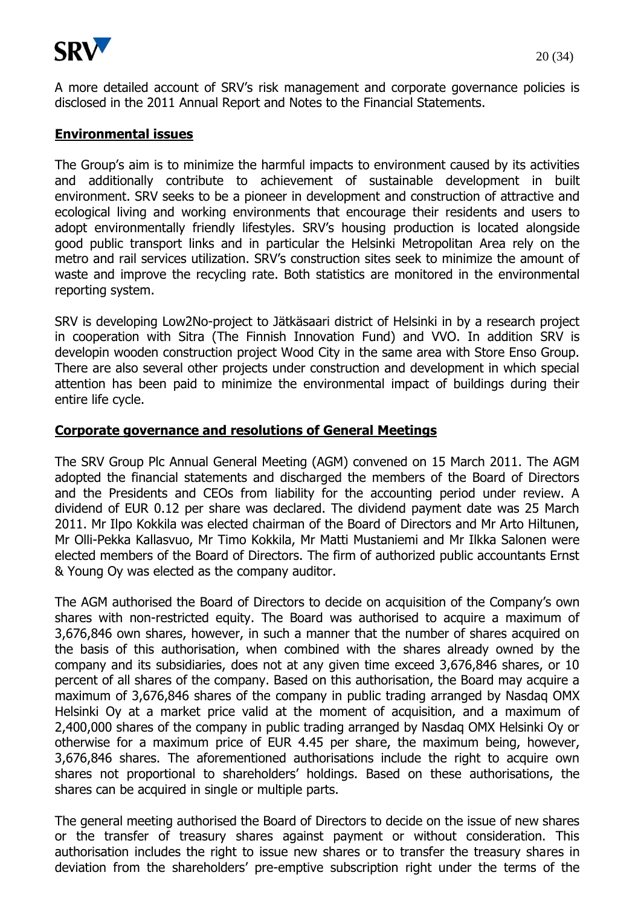A more detailed account of SRV's risk management and corporate governance policies is disclosed in the 2011 Annual Report and Notes to the Financial Statements.

## Environmental issues

The Group's aim is to minimize the harmful impacts to environment caused by its activities and additionally contribute to achievement of sustainable development in built environment. SRV seeks to be a pioneer in development and construction of attractive and ecological living and working environments that encourage their residents and users to adopt environmentally friendly lifestyles. SRV's housing production is located alongside good public transport links and in particular the Helsinki Metropolitan Area rely on the metro and rail services utilization. SRV's construction sites seek to minimize the amount of waste and improve the recycling rate. Both statistics are monitored in the environmental reporting system.

SRV is developing Low2No-project to Jätkäsaari district of Helsinki in by a research project in cooperation with Sitra (The Finnish Innovation Fund) and VVO. In addition SRV is developin wooden construction project Wood City in the same area with Store Enso Group. There are also several other projects under construction and development in which special attention has been paid to minimize the environmental impact of buildings during their entire life cycle.

## Corporate governance and resolutions of General Meetings

The SRV Group Plc Annual General Meeting (AGM) convened on 15 March 2011. The AGM adopted the financial statements and discharged the members of the Board of Directors and the Presidents and CEOs from liability for the accounting period under review. A dividend of EUR 0.12 per share was declared. The dividend payment date was 25 March 2011. Mr Ilpo Kokkila was elected chairman of the Board of Directors and Mr Arto Hiltunen, Mr Olli-Pekka Kallasvuo, Mr Timo Kokkila, Mr Matti Mustaniemi and Mr Ilkka Salonen were elected members of the Board of Directors. The firm of authorized public accountants Ernst & Young Oy was elected as the company auditor.

The AGM authorised the Board of Directors to decide on acquisition of the Company's own shares with non-restricted equity. The Board was authorised to acquire a maximum of 3,676,846 own shares, however, in such a manner that the number of shares acquired on the basis of this authorisation, when combined with the shares already owned by the company and its subsidiaries, does not at any given time exceed 3,676,846 shares, or 10 percent of all shares of the company. Based on this authorisation, the Board may acquire a maximum of 3,676,846 shares of the company in public trading arranged by Nasdaq OMX Helsinki Oy at a market price valid at the moment of acquisition, and a maximum of 2,400,000 shares of the company in public trading arranged by Nasdaq OMX Helsinki Oy or otherwise for a maximum price of EUR 4.45 per share, the maximum being, however, 3,676,846 shares. The aforementioned authorisations include the right to acquire own shares not proportional to shareholders' holdings. Based on these authorisations, the shares can be acquired in single or multiple parts.

The general meeting authorised the Board of Directors to decide on the issue of new shares or the transfer of treasury shares against payment or without consideration. This authorisation includes the right to issue new shares or to transfer the treasury shares in deviation from the shareholders' pre-emptive subscription right under the terms of the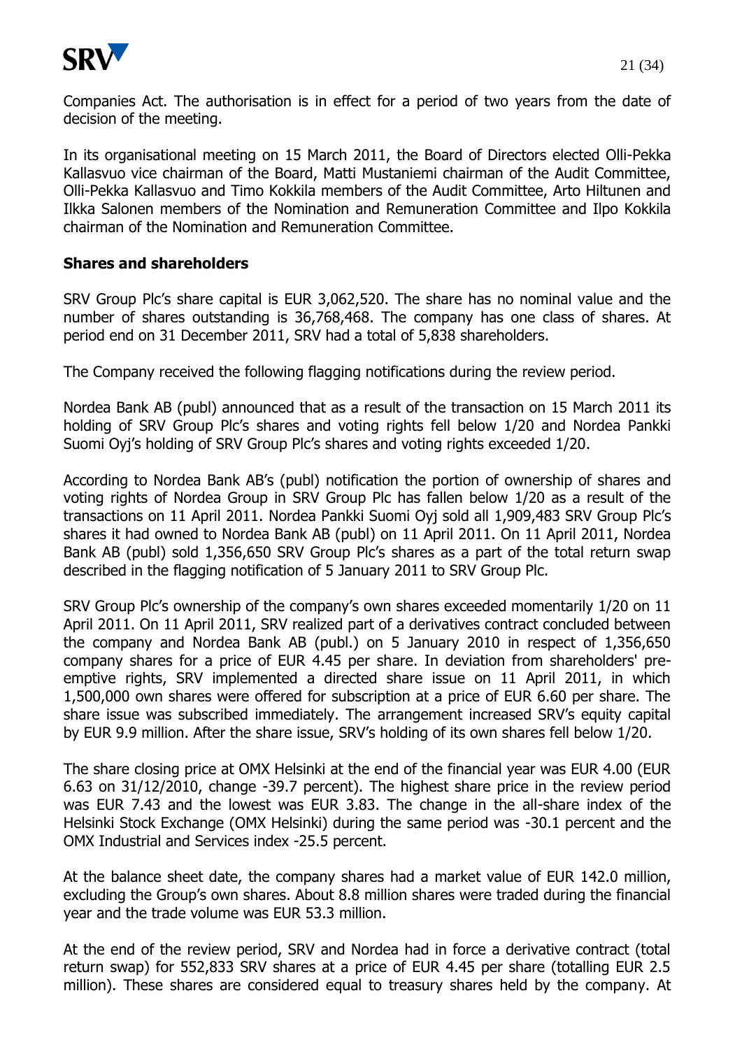Companies Act. The authorisation is in effect for a period of two years from the date of decision of the meeting.

In its organisational meeting on 15 March 2011, the Board of Directors elected Olli-Pekka Kallasvuo vice chairman of the Board, Matti Mustaniemi chairman of the Audit Committee, Olli-Pekka Kallasvuo and Timo Kokkila members of the Audit Committee, Arto Hiltunen and Ilkka Salonen members of the Nomination and Remuneration Committee and Ilpo Kokkila chairman of the Nomination and Remuneration Committee.

## Shares and shareholders

SRV Group Plc's share capital is EUR 3,062,520. The share has no nominal value and the number of shares outstanding is 36,768,468. The company has one class of shares. At period end on 31 December 2011, SRV had a total of 5,838 shareholders.

The Company received the following flagging notifications during the review period.

Nordea Bank AB (publ) announced that as a result of the transaction on 15 March 2011 its holding of SRV Group Plc's shares and voting rights fell below 1/20 and Nordea Pankki Suomi Oyj's holding of SRV Group Plc's shares and voting rights exceeded 1/20.

According to Nordea Bank AB's (publ) notification the portion of ownership of shares and voting rights of Nordea Group in SRV Group Plc has fallen below 1/20 as a result of the transactions on 11 April 2011. Nordea Pankki Suomi Oyj sold all 1,909,483 SRV Group Plc's shares it had owned to Nordea Bank AB (publ) on 11 April 2011. On 11 April 2011, Nordea Bank AB (publ) sold 1,356,650 SRV Group Plc's shares as a part of the total return swap described in the flagging notification of 5 January 2011 to SRV Group Plc.

SRV Group Plc's ownership of the company's own shares exceeded momentarily 1/20 on 11 April 2011. On 11 April 2011, SRV realized part of a derivatives contract concluded between the company and Nordea Bank AB (publ.) on 5 January 2010 in respect of 1,356,650 company shares for a price of EUR 4.45 per share. In deviation from shareholders' pre-emptive rights, SRV implemented a directed share issue on 11 April 2011, in which 1,500,000 own shares were offered for subscription at a price of EUR 6.60 per share. The share issue was subscribed immediately. The arrangement increased SRV's equity capital by EUR 9.9 million. After the share issue, SRV's holding of its own shares fell below 1/20.

The share closing price at OMX Helsinki at the end of the financial year was EUR 4.00 (EUR 6.63 on 31/12/2010, change -39.7 percent). The highest share price in the review period was EUR 7.43 and the lowest was EUR 3.83. The change in the all-share index of the Helsinki Stock Exchange (OMX Helsinki) during the same period was -30.1 percent and the OMX Industrial and Services index -25.5 percent.

At the balance sheet date, the company shares had a market value of EUR 142.0 million, excluding the Group's own shares. About 8.8 million shares were traded during the financial year and the trade volume was EUR 53.3 million.

At the end of the review period, SRV and Nordea had in force a derivative contract (total return swap) for 552,833 SRV shares at a price of EUR 4.45 per share (totalling EUR 2.5 million). These shares are considered equal to treasury shares held by the company. At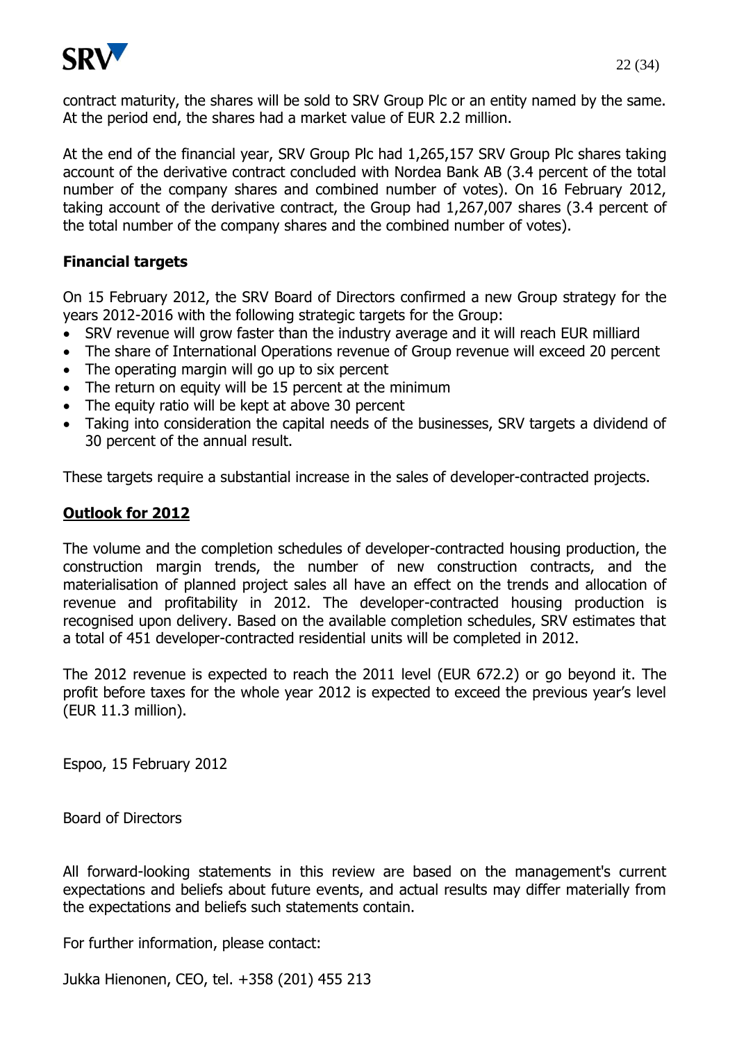contract maturity, the shares will be sold to SRV Group Plc or an entity named by the same. At the period end, the shares had a market value of EUR 2.2 million.

At the end of the financial year, SRV Group Plc had 1,265,157 SRV Group Plc shares taking account of the derivative contract concluded with Nordea Bank AB (3.4 percent of the total number of the company shares and combined number of votes). On 16 February 2012, taking account of the derivative contract, the Group had 1,267,007 shares (3.4 percent of the total number of the company shares and the combined number of votes).

### Financial targets

On 15 February 2012, the SRV Board of Directors confirmed a new Group strategy for the years 2012-2016 with the following strategic targets for the Group:

- SRV revenue will grow faster than the industry average and it will reach EUR milliard
- The share of International Operations revenue of Group revenue will exceed 20 percent
- The operating margin will go up to six percent
- The return on equity will be 15 percent at the minimum
- The equity ratio will be kept at above 30 percent
- Taking into consideration the capital needs of the businesses, SRV targets a dividend of 30 percent of the annual result.

These targets require a substantial increase in the sales of developer-contracted projects.

## Outlook for 2012

The volume and the completion schedules of developer-contracted housing production, the construction margin trends, the number of new construction contracts, and the materialisation of planned project sales all have an effect on the trends and allocation of revenue and profitability in 2012. The developer-contracted housing production is recognised upon delivery. Based on the available completion schedules, SRV estimates that a total of 451 developer-contracted residential units will be completed in 2012.

The 2012 revenue is expected to reach the 2011 level (EUR 672.2) or go beyond it. The profit before taxes for the whole year 2012 is expected to exceed the previous year's level (EUR 11.3 million).

Espoo, 15 February 2012

Board of Directors

All forward-looking statements in this review are based on the management's current expectations and beliefs about future events, and actual results may differ materially from the expectations and beliefs such statements contain.

For further information, please contact:

Jukka Hienonen, CEO, tel. +358 (201) 455 213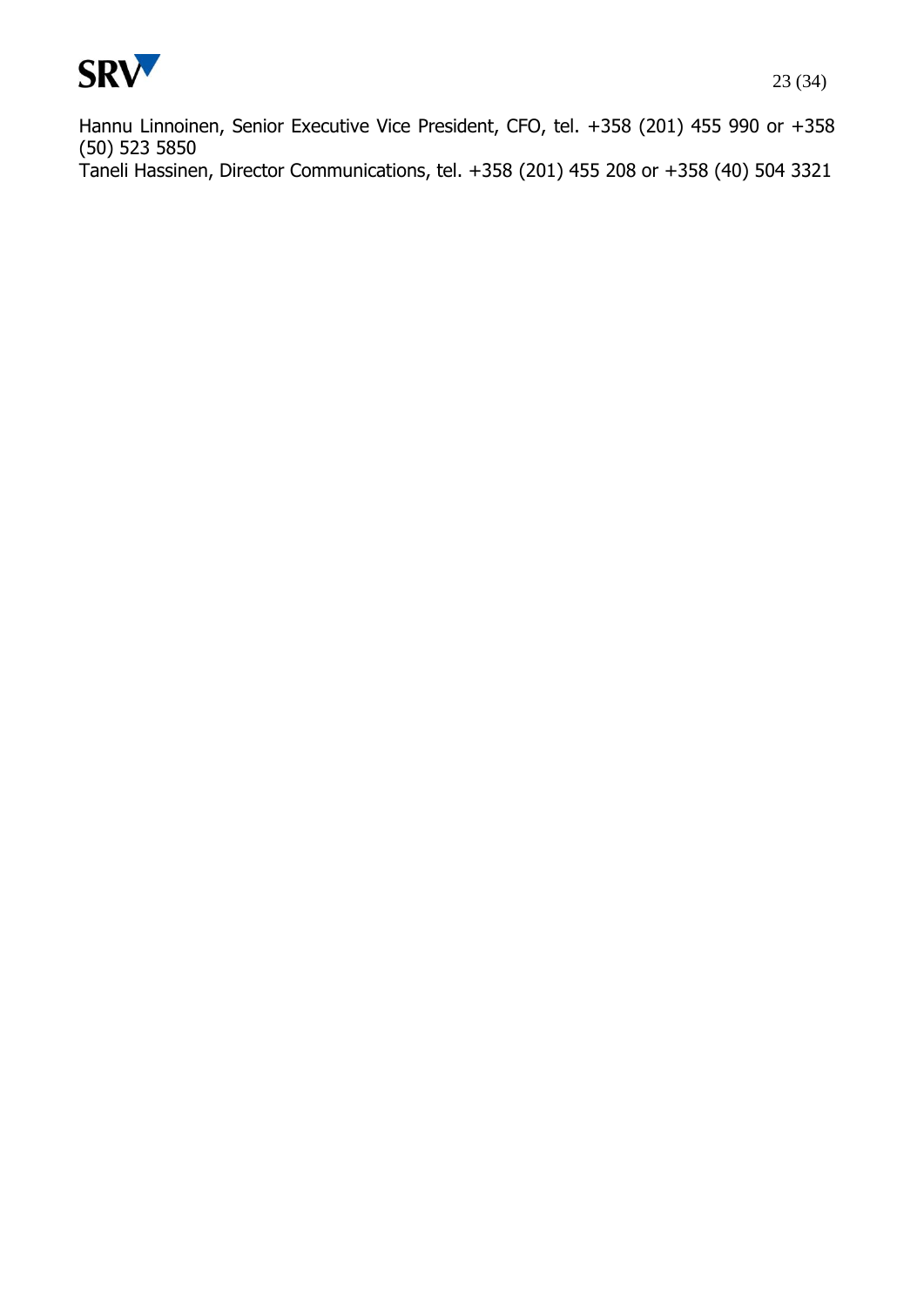Hannu Linnoinen, Senior Executive Vice President, CFO, tel. +358 (201) 455 990 or +358 (50) 523 5850
Taneli Hassinen, Director Communications, tel. +358 (201) 455 208 or +358 (40) 504 3321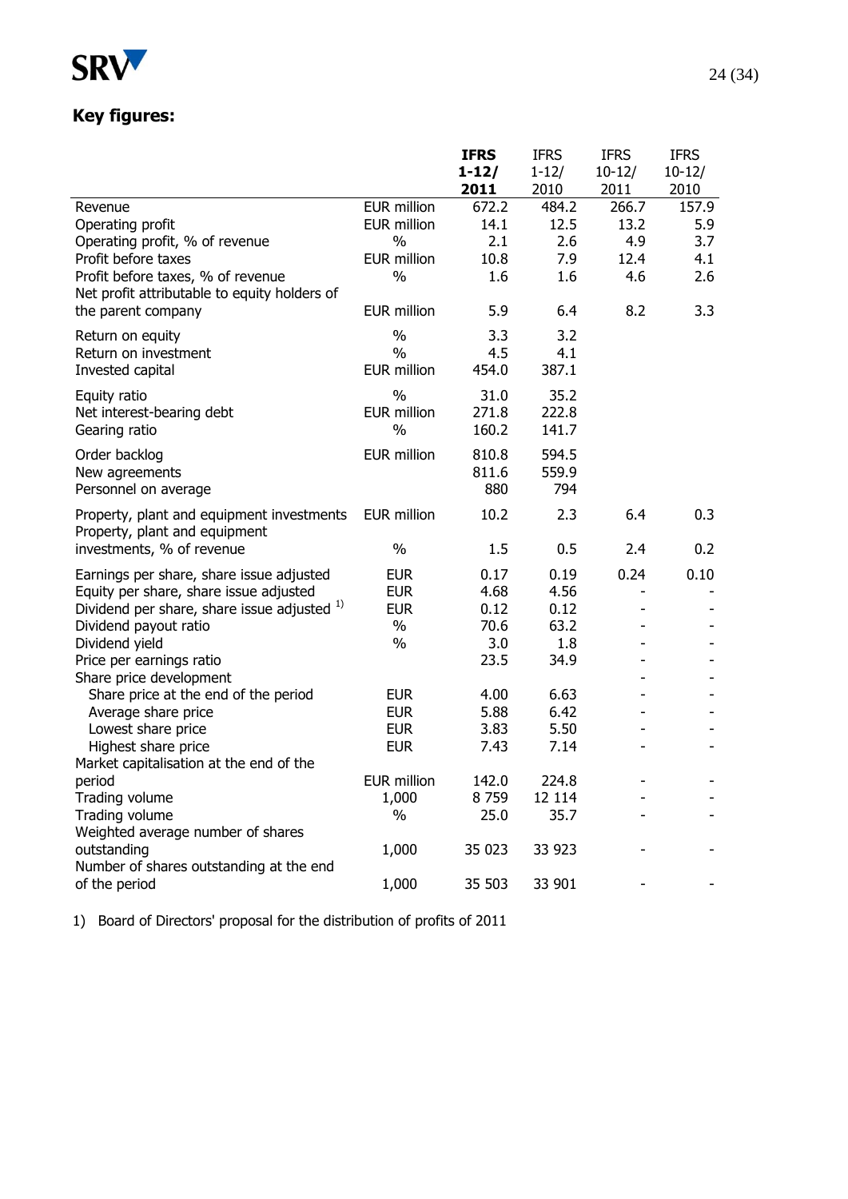## Key figures:

| | | **IFRS 1-12/ 2011** | IFRS 1-12/ 2010 | IFRS 10-12/ 2011 | IFRS 10-12/ 2010 |
|---|---|---|---|---|---|
| Revenue | EUR million | 672.2 | 484.2 | 266.7 | 157.9 |
| Operating profit | EUR million | 14.1 | 12.5 | 13.2 | 5.9 |
| Operating profit, % of revenue | % | 2.1 | 2.6 | 4.9 | 3.7 |
| Profit before taxes | EUR million | 10.8 | 7.9 | 12.4 | 4.1 |
| Profit before taxes, % of revenue | % | 1.6 | 1.6 | 4.6 | 2.6 |
| Net profit attributable to equity holders of the parent company | EUR million | 5.9 | 6.4 | 8.2 | 3.3 |
| Return on equity | % | 3.3 | 3.2 | | |
| Return on investment | % | 4.5 | 4.1 | | |
| Invested capital | EUR million | 454.0 | 387.1 | | |
| Equity ratio | % | 31.0 | 35.2 | | |
| Net interest-bearing debt | EUR million | 271.8 | 222.8 | | |
| Gearing ratio | % | 160.2 | 141.7 | | |
| Order backlog | EUR million | 810.8 | 594.5 | | |
| New agreements | | 811.6 | 559.9 | | |
| Personnel on average | | 880 | 794 | | |
| Property, plant and equipment investments | EUR million | 10.2 | 2.3 | 6.4 | 0.3 |
| Property, plant and equipment investments, % of revenue | % | 1.5 | 0.5 | 2.4 | 0.2 |
| Earnings per share, share issue adjusted | EUR | 0.17 | 0.19 | 0.24 | 0.10 |
| Equity per share, share issue adjusted | EUR | 4.68 | 4.56 | - | - |
| Dividend per share, share issue adjusted [1) ] | EUR | 0.12 | 0.12 | - | - |
| Dividend payout ratio | % | 70.6 | 63.2 | - | - |
| Dividend yield | % | 3.0 | 1.8 | - | - |
| Price per earnings ratio | | 23.5 | 34.9 | - | - |
| Share price development | | | | - | - |
| Share price at the end of the period | EUR | 4.00 | 6.63 | - | - |
| Average share price | EUR | 5.88 | 6.42 | - | - |
| Lowest share price | EUR | 3.83 | 5.50 | - | - |
| Highest share price | EUR | 7.43 | 7.14 | - | - |
| Market capitalisation at the end of the period | EUR million | 142.0 | 224.8 | - | - |
| Trading volume | 1,000 | 8 759 | 12 114 | - | - |
| Trading volume | % | 25.0 | 35.7 | - | - |
| Weighted average number of shares outstanding | 1,000 | 35 023 | 33 923 | - | - |
| Number of shares outstanding at the end of the period | 1,000 | 35 503 | 33 901 | - | - |

1) Board of Directors' proposal for the distribution of profits of 2011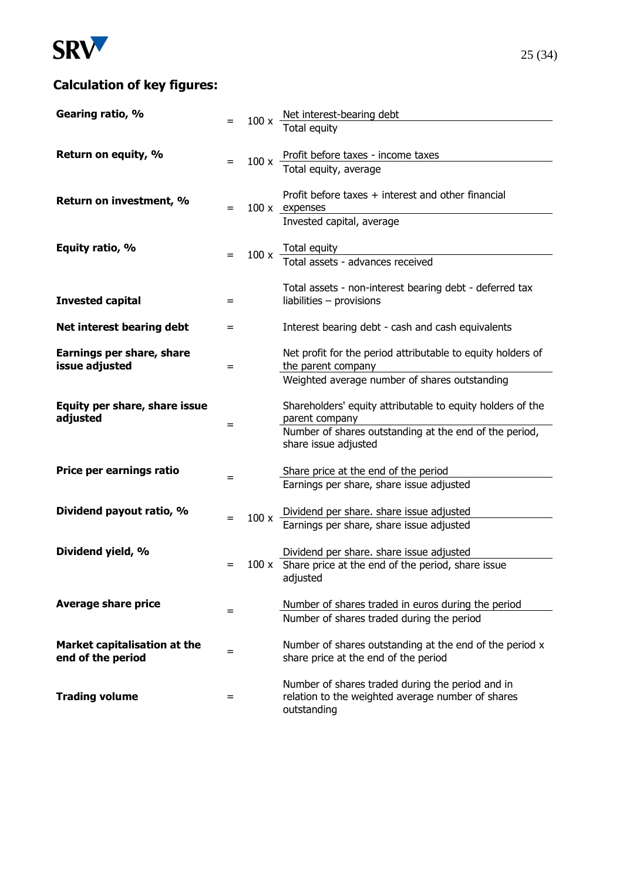## Calculation of key figures:

| | | | |
|---|---|---|---|
| **Gearing ratio, %** | = | 100 x | Net interest-bearing debt / Total equity |
| **Return on equity, %** | = | 100 x | Profit before taxes - income taxes / Total equity, average |
| **Return on investment, %** | = | 100 x | Profit before taxes + interest and other financial expenses / Invested capital, average |
| **Equity ratio, %** | = | 100 x | Total equity / Total assets - advances received |
| **Invested capital** | = | | Total assets - non-interest bearing debt - deferred tax liabilities – provisions |
| **Net interest bearing debt** | = | | Interest bearing debt - cash and cash equivalents |
| **Earnings per share, share issue adjusted** | = | | Net profit for the period attributable to equity holders of the parent company / Weighted average number of shares outstanding |
| **Equity per share, share issue adjusted** | = | | Shareholders' equity attributable to equity holders of the parent company / Number of shares outstanding at the end of the period, share issue adjusted |
| **Price per earnings ratio** | = | | Share price at the end of the period / Earnings per share, share issue adjusted |
| **Dividend payout ratio, %** | = | 100 x | Dividend per share. share issue adjusted / Earnings per share, share issue adjusted |
| **Dividend yield, %** | = | 100 x | Dividend per share. share issue adjusted / Share price at the end of the period, share issue adjusted |
| **Average share price** | = | | Number of shares traded in euros during the period / Number of shares traded during the period |
| **Market capitalisation at the end of the period** | = | | Number of shares outstanding at the end of the period x share price at the end of the period |
| **Trading volume** | = | | Number of shares traded during the period and in relation to the weighted average number of shares outstanding |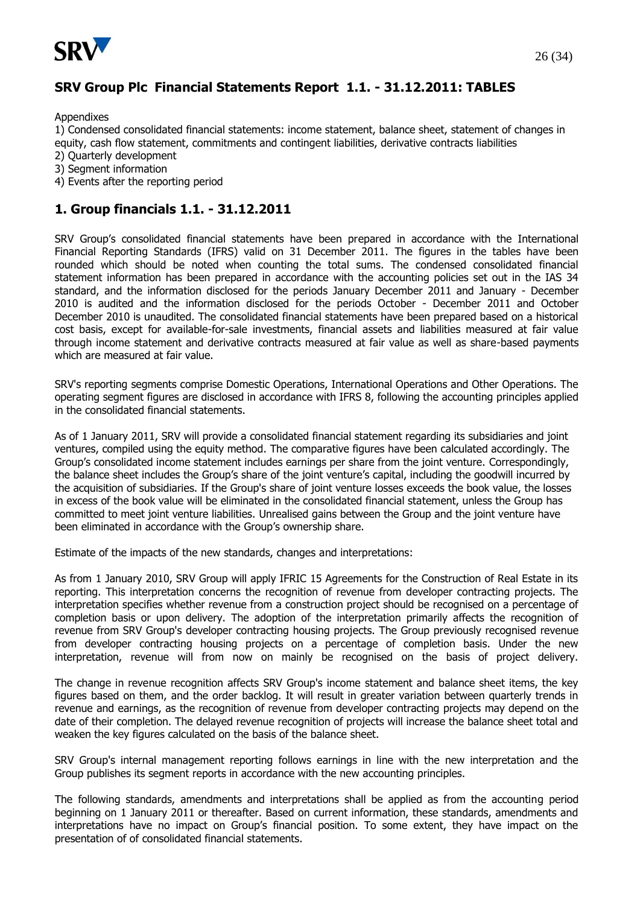## SRV Group Plc Financial Statements Report 1.1. - 31.12.2011: TABLES

Appendixes

1) Condensed consolidated financial statements: income statement, balance sheet, statement of changes in equity, cash flow statement, commitments and contingent liabilities, derivative contracts liabilities
2) Quarterly development
3) Segment information
4) Events after the reporting period

## 1. Group financials 1.1. - 31.12.2011

SRV Group's consolidated financial statements have been prepared in accordance with the International Financial Reporting Standards (IFRS) valid on 31 December 2011. The figures in the tables have been rounded which should be noted when counting the total sums. The condensed consolidated financial statement information has been prepared in accordance with the accounting policies set out in the IAS 34 standard, and the information disclosed for the periods January December 2011 and January - December 2010 is audited and the information disclosed for the periods October - December 2011 and October December 2010 is unaudited. The consolidated financial statements have been prepared based on a historical cost basis, except for available-for-sale investments, financial assets and liabilities measured at fair value through income statement and derivative contracts measured at fair value as well as share-based payments which are measured at fair value.

SRV's reporting segments comprise Domestic Operations, International Operations and Other Operations. The operating segment figures are disclosed in accordance with IFRS 8, following the accounting principles applied in the consolidated financial statements.

As of 1 January 2011, SRV will provide a consolidated financial statement regarding its subsidiaries and joint ventures, compiled using the equity method. The comparative figures have been calculated accordingly. The Group's consolidated income statement includes earnings per share from the joint venture. Correspondingly, the balance sheet includes the Group's share of the joint venture's capital, including the goodwill incurred by the acquisition of subsidiaries. If the Group's share of joint venture losses exceeds the book value, the losses in excess of the book value will be eliminated in the consolidated financial statement, unless the Group has committed to meet joint venture liabilities. Unrealised gains between the Group and the joint venture have been eliminated in accordance with the Group's ownership share.

Estimate of the impacts of the new standards, changes and interpretations:

As from 1 January 2010, SRV Group will apply IFRIC 15 Agreements for the Construction of Real Estate in its reporting. This interpretation concerns the recognition of revenue from developer contracting projects. The interpretation specifies whether revenue from a construction project should be recognised on a percentage of completion basis or upon delivery. The adoption of the interpretation primarily affects the recognition of revenue from SRV Group's developer contracting housing projects. The Group previously recognised revenue from developer contracting housing projects on a percentage of completion basis. Under the new interpretation, revenue will from now on mainly be recognised on the basis of project delivery.

The change in revenue recognition affects SRV Group's income statement and balance sheet items, the key figures based on them, and the order backlog. It will result in greater variation between quarterly trends in revenue and earnings, as the recognition of revenue from developer contracting projects may depend on the date of their completion. The delayed revenue recognition of projects will increase the balance sheet total and weaken the key figures calculated on the basis of the balance sheet.

SRV Group's internal management reporting follows earnings in line with the new interpretation and the Group publishes its segment reports in accordance with the new accounting principles.

The following standards, amendments and interpretations shall be applied as from the accounting period beginning on 1 January 2011 or thereafter. Based on current information, these standards, amendments and interpretations have no impact on Group's financial position. To some extent, they have impact on the presentation of of consolidated financial statements.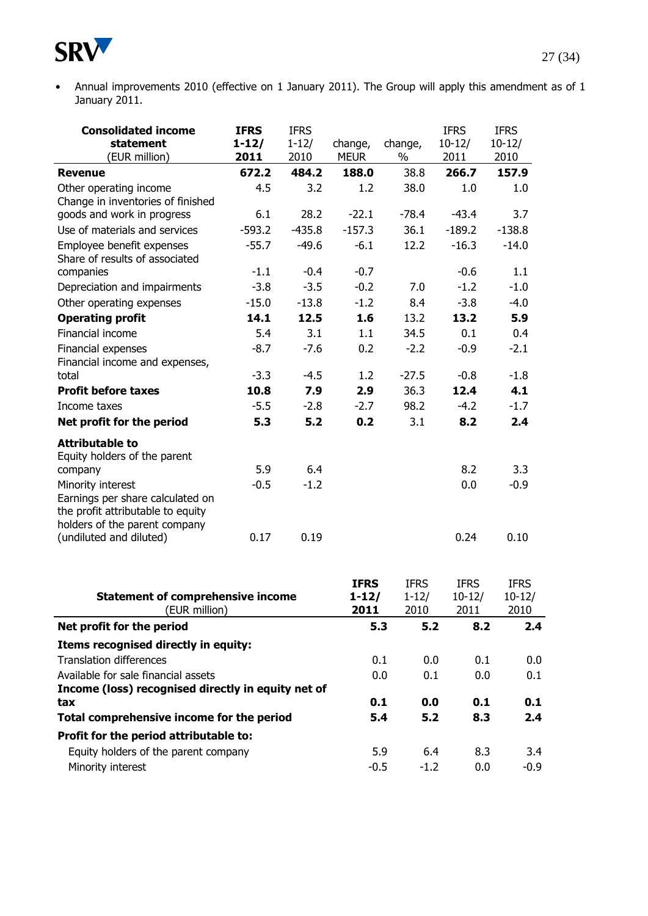- Annual improvements 2010 (effective on 1 January 2011). The Group will apply this amendment as of 1 January 2011.

| **Consolidated income statement** (EUR million) | **IFRS 1-12/ 2011** | IFRS 1-12/ 2010 | change, MEUR | change, % | IFRS 10-12/ 2011 | IFRS 10-12/ 2010 |
|---|---|---|---|---|---|---|
| **Revenue** | **672.2** | **484.2** | **188.0** | 38.8 | **266.7** | **157.9** |
| Other operating income | 4.5 | 3.2 | 1.2 | 38.0 | 1.0 | 1.0 |
| Change in inventories of finished goods and work in progress | 6.1 | 28.2 | -22.1 | -78.4 | -43.4 | 3.7 |
| Use of materials and services | -593.2 | -435.8 | -157.3 | 36.1 | -189.2 | -138.8 |
| Employee benefit expenses | -55.7 | -49.6 | -6.1 | 12.2 | -16.3 | -14.0 |
| Share of results of associated companies | -1.1 | -0.4 | -0.7 | | -0.6 | 1.1 |
| Depreciation and impairments | -3.8 | -3.5 | -0.2 | 7.0 | -1.2 | -1.0 |
| Other operating expenses | -15.0 | -13.8 | -1.2 | 8.4 | -3.8 | -4.0 |
| **Operating profit** | **14.1** | **12.5** | **1.6** | 13.2 | **13.2** | **5.9** |
| Financial income | 5.4 | 3.1 | 1.1 | 34.5 | 0.1 | 0.4 |
| Financial expenses | -8.7 | -7.6 | 0.2 | -2.2 | -0.9 | -2.1 |
| Financial income and expenses, total | -3.3 | -4.5 | 1.2 | -27.5 | -0.8 | -1.8 |
| **Profit before taxes** | **10.8** | **7.9** | **2.9** | 36.3 | **12.4** | **4.1** |
| Income taxes | -5.5 | -2.8 | -2.7 | 98.2 | -4.2 | -1.7 |
| **Net profit for the period** | **5.3** | **5.2** | **0.2** | 3.1 | **8.2** | **2.4** |
| **Attributable to** | | | | | | |
| Equity holders of the parent company | 5.9 | 6.4 | | | 8.2 | 3.3 |
| Minority interest | -0.5 | -1.2 | | | 0.0 | -0.9 |
| Earnings per share calculated on the profit attributable to equity holders of the parent company (undiluted and diluted) | 0.17 | 0.19 | | | 0.24 | 0.10 |

| **Statement of comprehensive income** (EUR million) | **IFRS 1-12/ 2011** | IFRS 1-12/ 2010 | IFRS 10-12/ 2011 | IFRS 10-12/ 2010 |
|---|---|---|---|---|
| **Net profit for the period** | **5.3** | **5.2** | **8.2** | **2.4** |
| **Items recognised directly in equity:** | | | | |
| Translation differences | 0.1 | 0.0 | 0.1 | 0.0 |
| Available for sale financial assets | 0.0 | 0.1 | 0.0 | 0.1 |
| **Income (loss) recognised directly in equity net of tax** | **0.1** | **0.0** | **0.1** | **0.1** |
| **Total comprehensive income for the period** | **5.4** | **5.2** | **8.3** | **2.4** |
| **Profit for the period attributable to:** | | | | |
| Equity holders of the parent company | 5.9 | 6.4 | 8.3 | 3.4 |
| Minority interest | -0.5 | -1.2 | 0.0 | -0.9 |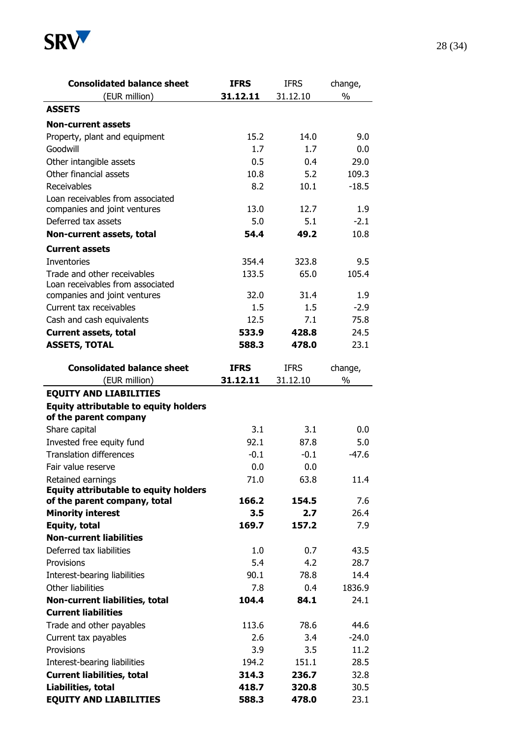| **Consolidated balance sheet** (EUR million) | **IFRS 31.12.11** | IFRS 31.12.10 | change, % |
|---|---|---|---|
| **ASSETS** | | | |
| **Non-current assets** | | | |
| Property, plant and equipment | 15.2 | 14.0 | 9.0 |
| Goodwill | 1.7 | 1.7 | 0.0 |
| Other intangible assets | 0.5 | 0.4 | 29.0 |
| Other financial assets | 10.8 | 5.2 | 109.3 |
| Receivables | 8.2 | 10.1 | -18.5 |
| Loan receivables from associated companies and joint ventures | 13.0 | 12.7 | 1.9 |
| Deferred tax assets | 5.0 | 5.1 | -2.1 |
| **Non-current assets, total** | **54.4** | **49.2** | 10.8 |
| **Current assets** | | | |
| Inventories | 354.4 | 323.8 | 9.5 |
| Trade and other receivables | 133.5 | 65.0 | 105.4 |
| Loan receivables from associated companies and joint ventures | 32.0 | 31.4 | 1.9 |
| Current tax receivables | 1.5 | 1.5 | -2.9 |
| Cash and cash equivalents | 12.5 | 7.1 | 75.8 |
| **Current assets, total** | **533.9** | **428.8** | 24.5 |
| **ASSETS, TOTAL** | **588.3** | **478.0** | 23.1 |

| **Consolidated balance sheet** (EUR million) | **IFRS 31.12.11** | IFRS 31.12.10 | change, % |
|---|---|---|---|
| **EQUITY AND LIABILITIES** | | | |
| **Equity attributable to equity holders of the parent company** | | | |
| Share capital | 3.1 | 3.1 | 0.0 |
| Invested free equity fund | 92.1 | 87.8 | 5.0 |
| Translation differences | -0.1 | -0.1 | -47.6 |
| Fair value reserve | 0.0 | 0.0 | |
| Retained earnings | 71.0 | 63.8 | 11.4 |
| **Equity attributable to equity holders of the parent company, total** | **166.2** | **154.5** | 7.6 |
| **Minority interest** | **3.5** | **2.7** | 26.4 |
| **Equity, total** | **169.7** | **157.2** | 7.9 |
| **Non-current liabilities** | | | |
| Deferred tax liabilities | 1.0 | 0.7 | 43.5 |
| Provisions | 5.4 | 4.2 | 28.7 |
| Interest-bearing liabilities | 90.1 | 78.8 | 14.4 |
| Other liabilities | 7.8 | 0.4 | 1836.9 |
| **Non-current liabilities, total** | **104.4** | **84.1** | 24.1 |
| **Current liabilities** | | | |
| Trade and other payables | 113.6 | 78.6 | 44.6 |
| Current tax payables | 2.6 | 3.4 | -24.0 |
| Provisions | 3.9 | 3.5 | 11.2 |
| Interest-bearing liabilities | 194.2 | 151.1 | 28.5 |
| **Current liabilities, total** | **314.3** | **236.7** | 32.8 |
| **Liabilities, total** | **418.7** | **320.8** | 30.5 |
| **EQUITY AND LIABILITIES** | **588.3** | **478.0** | 23.1 |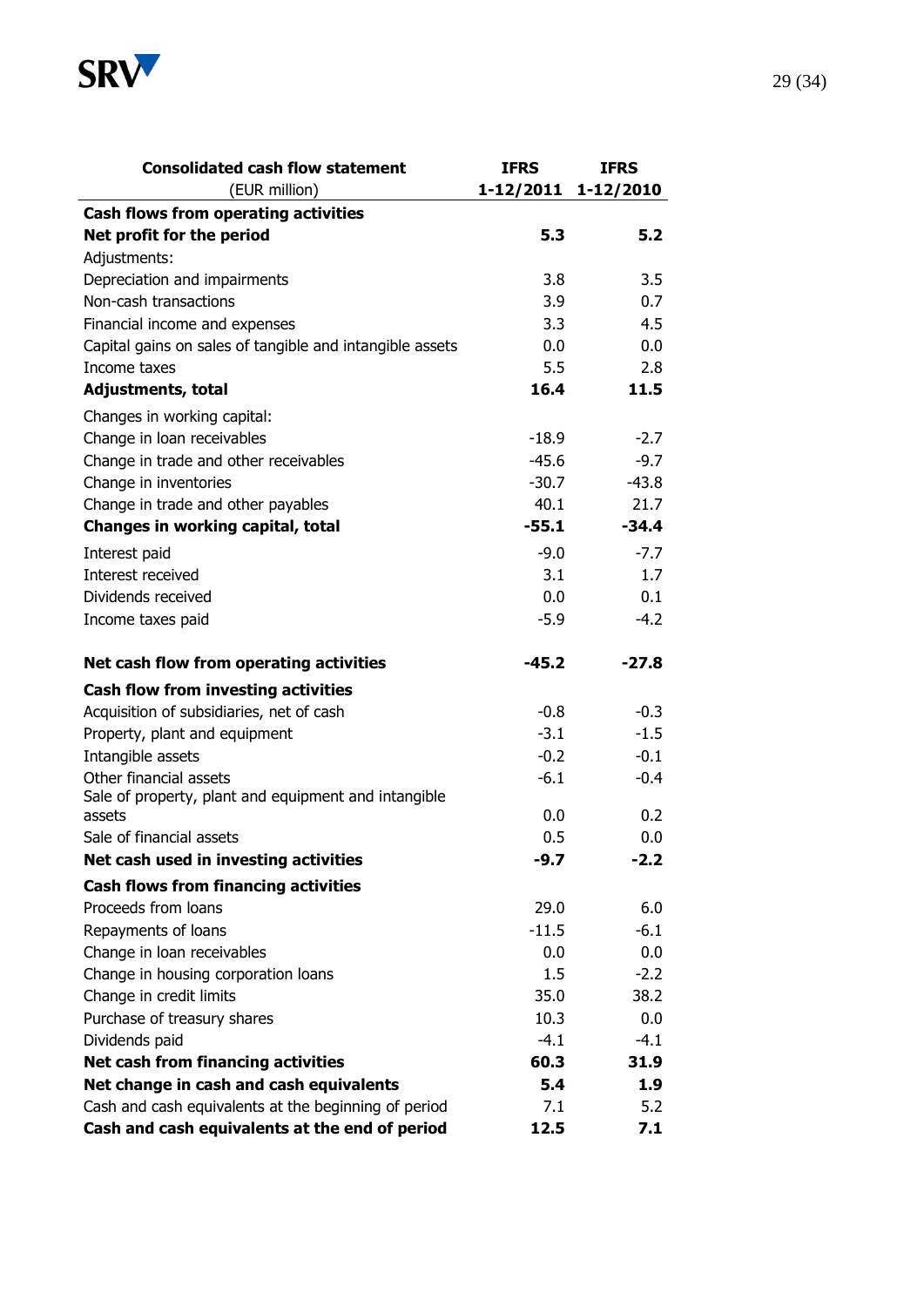| **Consolidated cash flow statement** (EUR million) | **IFRS 1-12/2011** | **IFRS 1-12/2010** |
|---|---|---|
| **Cash flows from operating activities** | | |
| **Net profit for the period** | **5.3** | **5.2** |
| Adjustments: | | |
| Depreciation and impairments | 3.8 | 3.5 |
| Non-cash transactions | 3.9 | 0.7 |
| Financial income and expenses | 3.3 | 4.5 |
| Capital gains on sales of tangible and intangible assets | 0.0 | 0.0 |
| Income taxes | 5.5 | 2.8 |
| **Adjustments, total** | **16.4** | **11.5** |
| Changes in working capital: | | |
| Change in loan receivables | -18.9 | -2.7 |
| Change in trade and other receivables | -45.6 | -9.7 |
| Change in inventories | -30.7 | -43.8 |
| Change in trade and other payables | 40.1 | 21.7 |
| **Changes in working capital, total** | **-55.1** | **-34.4** |
| Interest paid | -9.0 | -7.7 |
| Interest received | 3.1 | 1.7 |
| Dividends received | 0.0 | 0.1 |
| Income taxes paid | -5.9 | -4.2 |
| **Net cash flow from operating activities** | **-45.2** | **-27.8** |
| **Cash flow from investing activities** | | |
| Acquisition of subsidiaries, net of cash | -0.8 | -0.3 |
| Property, plant and equipment | -3.1 | -1.5 |
| Intangible assets | -0.2 | -0.1 |
| Other financial assets | -6.1 | -0.4 |
| Sale of property, plant and equipment and intangible assets | 0.0 | 0.2 |
| Sale of financial assets | 0.5 | 0.0 |
| **Net cash used in investing activities** | **-9.7** | **-2.2** |
| **Cash flows from financing activities** | | |
| Proceeds from loans | 29.0 | 6.0 |
| Repayments of loans | -11.5 | -6.1 |
| Change in loan receivables | 0.0 | 0.0 |
| Change in housing corporation loans | 1.5 | -2.2 |
| Change in credit limits | 35.0 | 38.2 |
| Purchase of treasury shares | 10.3 | 0.0 |
| Dividends paid | -4.1 | -4.1 |
| **Net cash from financing activities** | **60.3** | **31.9** |
| **Net change in cash and cash equivalents** | **5.4** | **1.9** |
| Cash and cash equivalents at the beginning of period | 7.1 | 5.2 |
| **Cash and cash equivalents at the end of period** | **12.5** | **7.1** |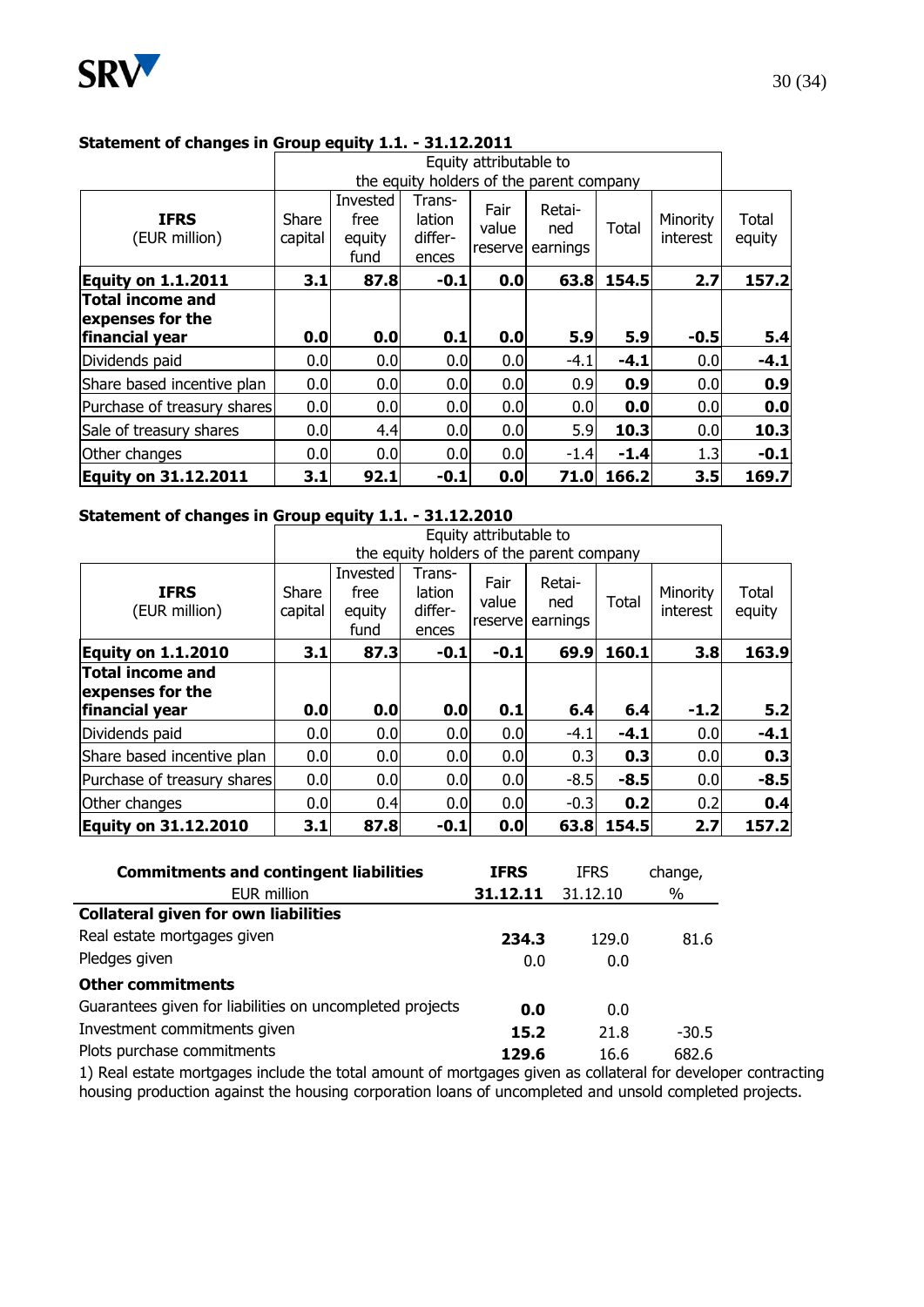### Statement of changes in Group equity 1.1. - 31.12.2011

| IFRS (EUR million) | Equity attributable to the equity holders of the parent company | | | | | | | |
|---|---|---|---|---|---|---|---|---|
| | Share capital | Invested free equity fund | Trans-lation differ-ences | Fair value reserve | Retai-ned earnings | Total | Minority interest | Total equity |
| **Equity on 1.1.2011** | **3.1** | **87.8** | **-0.1** | **0.0** | **63.8** | **154.5** | **2.7** | **157.2** |
| **Total income and expenses for the financial year** | **0.0** | **0.0** | **0.1** | **0.0** | **5.9** | **5.9** | **-0.5** | **5.4** |
| Dividends paid | 0.0 | 0.0 | 0.0 | 0.0 | -4.1 | **-4.1** | 0.0 | **-4.1** |
| Share based incentive plan | 0.0 | 0.0 | 0.0 | 0.0 | 0.9 | **0.9** | 0.0 | **0.9** |
| Purchase of treasury shares | 0.0 | 0.0 | 0.0 | 0.0 | 0.0 | **0.0** | 0.0 | **0.0** |
| Sale of treasury shares | 0.0 | 4.4 | 0.0 | 0.0 | 5.9 | **10.3** | 0.0 | **10.3** |
| Other changes | 0.0 | 0.0 | 0.0 | 0.0 | -1.4 | **-1.4** | 1.3 | **-0.1** |
| **Equity on 31.12.2011** | **3.1** | **92.1** | **-0.1** | **0.0** | **71.0** | **166.2** | **3.5** | **169.7** |

### Statement of changes in Group equity 1.1. - 31.12.2010

| IFRS (EUR million) | Equity attributable to the equity holders of the parent company | | | | | | | |
|---|---|---|---|---|---|---|---|---|
| | Share capital | Invested free equity fund | Trans-lation differ-ences | Fair value reserve | Retai-ned earnings | Total | Minority interest | Total equity |
| **Equity on 1.1.2010** | **3.1** | **87.3** | **-0.1** | **-0.1** | **69.9** | **160.1** | **3.8** | **163.9** |
| **Total income and expenses for the financial year** | **0.0** | **0.0** | **0.0** | **0.1** | **6.4** | **6.4** | **-1.2** | **5.2** |
| Dividends paid | 0.0 | 0.0 | 0.0 | 0.0 | -4.1 | **-4.1** | 0.0 | **-4.1** |
| Share based incentive plan | 0.0 | 0.0 | 0.0 | 0.0 | 0.3 | **0.3** | 0.0 | **0.3** |
| Purchase of treasury shares | 0.0 | 0.0 | 0.0 | 0.0 | -8.5 | **-8.5** | 0.0 | **-8.5** |
| Other changes | 0.0 | 0.4 | 0.0 | 0.0 | -0.3 | **0.2** | 0.2 | **0.4** |
| **Equity on 31.12.2010** | **3.1** | **87.8** | **-0.1** | **0.0** | **63.8** | **154.5** | **2.7** | **157.2** |

| **Commitments and contingent liabilities** EUR million | **IFRS 31.12.11** | IFRS 31.12.10 | change, % |
|---|---|---|---|
| **Collateral given for own liabilities** | | | |
| Real estate mortgages given | **234.3** | 129.0 | 81.6 |
| Pledges given | 0.0 | 0.0 | |
| **Other commitments** | | | |
| Guarantees given for liabilities on uncompleted projects | **0.0** | 0.0 | |
| Investment commitments given | **15.2** | 21.8 | -30.5 |
| Plots purchase commitments | **129.6** | 16.6 | 682.6 |

1) Real estate mortgages include the total amount of mortgages given as collateral for developer contracting housing production against the housing corporation loans of uncompleted and unsold completed projects.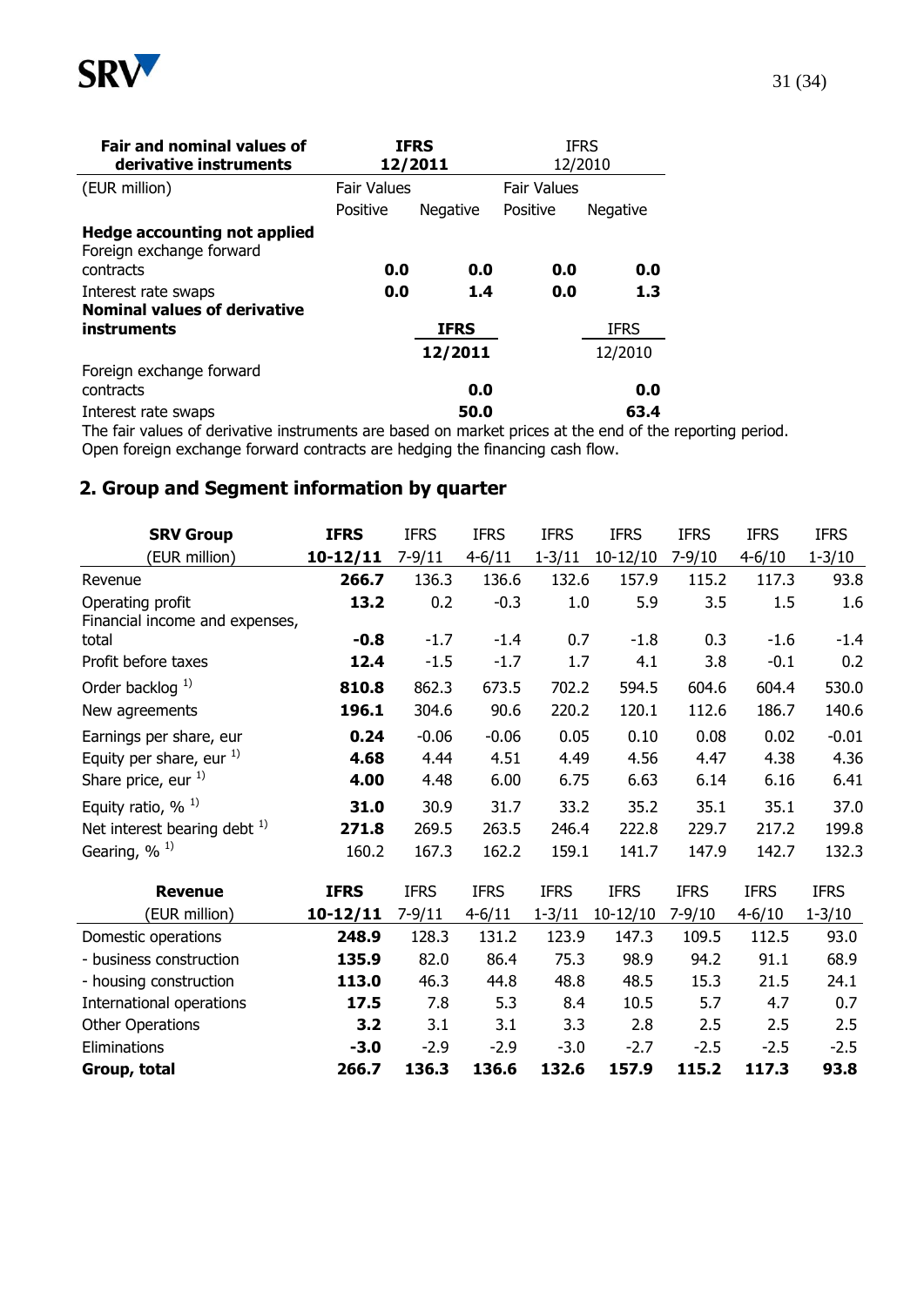| Fair and nominal values of derivative instruments | IFRS 12/2011 | | IFRS 12/2010 | |
|---|---|---|---|---|
| (EUR million) | Fair Values | | Fair Values | |
| | Positive | Negative | Positive | Negative |
| **Hedge accounting not applied** | | | | |
| Foreign exchange forward contracts | **0.0** | **0.0** | **0.0** | **0.0** |
| Interest rate swaps | **0.0** | **1.4** | **0.0** | **1.3** |

| **Nominal values of derivative instruments** | **IFRS 12/2011** | IFRS 12/2010 |
|---|---|---|
| Foreign exchange forward contracts | **0.0** | **0.0** |
| Interest rate swaps | **50.0** | **63.4** |

The fair values of derivative instruments are based on market prices at the end of the reporting period. Open foreign exchange forward contracts are hedging the financing cash flow.

## 2. Group and Segment information by quarter

| **SRV Group** (EUR million) | **IFRS 10-12/11** | IFRS 7-9/11 | IFRS 4-6/11 | IFRS 1-3/11 | IFRS 10-12/10 | IFRS 7-9/10 | IFRS 4-6/10 | IFRS 1-3/10 |
|---|---|---|---|---|---|---|---|---|
| Revenue | **266.7** | 136.3 | 136.6 | 132.6 | 157.9 | 115.2 | 117.3 | 93.8 |
| Operating profit | **13.2** | 0.2 | -0.3 | 1.0 | 5.9 | 3.5 | 1.5 | 1.6 |
| Financial income and expenses, total | **-0.8** | -1.7 | -1.4 | 0.7 | -1.8 | 0.3 | -1.6 | -1.4 |
| Profit before taxes | **12.4** | -1.5 | -1.7 | 1.7 | 4.1 | 3.8 | -0.1 | 0.2 |
| Order backlog [1)] | **810.8** | 862.3 | 673.5 | 702.2 | 594.5 | 604.6 | 604.4 | 530.0 |
| New agreements | **196.1** | 304.6 | 90.6 | 220.2 | 120.1 | 112.6 | 186.7 | 140.6 |
| Earnings per share, eur | **0.24** | -0.06 | -0.06 | 0.05 | 0.10 | 0.08 | 0.02 | -0.01 |
| Equity per share, eur [1)] | **4.68** | 4.44 | 4.51 | 4.49 | 4.56 | 4.47 | 4.38 | 4.36 |
| Share price, eur [1)] | **4.00** | 4.48 | 6.00 | 6.75 | 6.63 | 6.14 | 6.16 | 6.41 |
| Equity ratio, % [1)] | **31.0** | 30.9 | 31.7 | 33.2 | 35.2 | 35.1 | 35.1 | 37.0 |
| Net interest bearing debt [1)] | **271.8** | 269.5 | 263.5 | 246.4 | 222.8 | 229.7 | 217.2 | 199.8 |
| Gearing, % [1)] | 160.2 | 167.3 | 162.2 | 159.1 | 141.7 | 147.9 | 142.7 | 132.3 |

| **Revenue** (EUR million) | **IFRS 10-12/11** | IFRS 7-9/11 | IFRS 4-6/11 | IFRS 1-3/11 | IFRS 10-12/10 | IFRS 7-9/10 | IFRS 4-6/10 | IFRS 1-3/10 |
|---|---|---|---|---|---|---|---|---|
| Domestic operations | **248.9** | 128.3 | 131.2 | 123.9 | 147.3 | 109.5 | 112.5 | 93.0 |
| - business construction | **135.9** | 82.0 | 86.4 | 75.3 | 98.9 | 94.2 | 91.1 | 68.9 |
| - housing construction | **113.0** | 46.3 | 44.8 | 48.8 | 48.5 | 15.3 | 21.5 | 24.1 |
| International operations | **17.5** | 7.8 | 5.3 | 8.4 | 10.5 | 5.7 | 4.7 | 0.7 |
| Other Operations | **3.2** | 3.1 | 3.1 | 3.3 | 2.8 | 2.5 | 2.5 | 2.5 |
| Eliminations | **-3.0** | -2.9 | -2.9 | -3.0 | -2.7 | -2.5 | -2.5 | -2.5 |
| **Group, total** | **266.7** | **136.3** | **136.6** | **132.6** | **157.9** | **115.2** | **117.3** | **93.8** |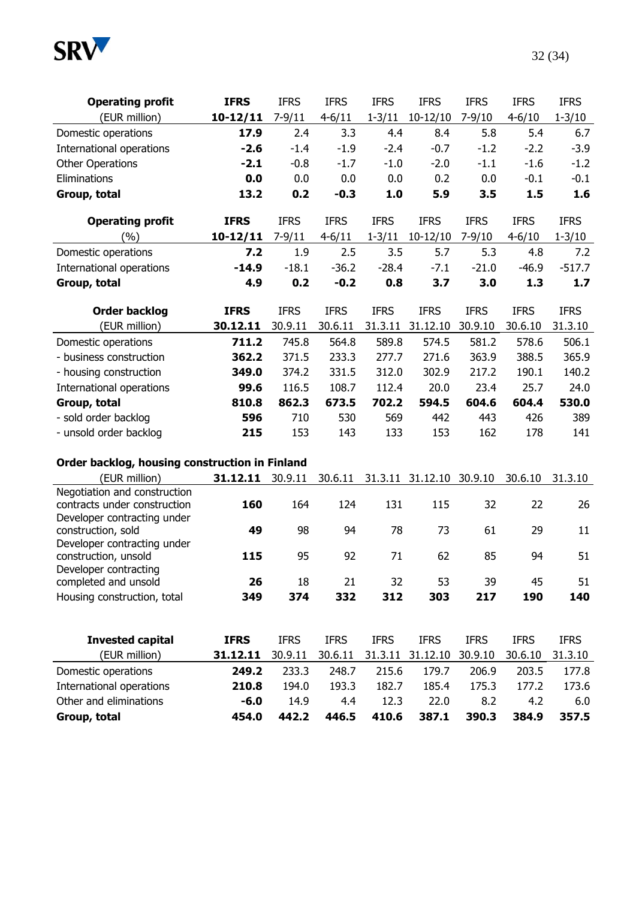| **Operating profit** | **IFRS** | IFRS | IFRS | IFRS | IFRS | IFRS | IFRS | IFRS |
|---|---|---|---|---|---|---|---|---|
| (EUR million) | **10-12/11** | 7-9/11 | 4-6/11 | 1-3/11 | 10-12/10 | 7-9/10 | 4-6/10 | 1-3/10 |
| Domestic operations | **17.9** | 2.4 | 3.3 | 4.4 | 8.4 | 5.8 | 5.4 | 6.7 |
| International operations | **-2.6** | -1.4 | -1.9 | -2.4 | -0.7 | -1.2 | -2.2 | -3.9 |
| Other Operations | **-2.1** | -0.8 | -1.7 | -1.0 | -2.0 | -1.1 | -1.6 | -1.2 |
| Eliminations | **0.0** | 0.0 | 0.0 | 0.0 | 0.2 | 0.0 | -0.1 | -0.1 |
| **Group, total** | **13.2** | **0.2** | **-0.3** | **1.0** | **5.9** | **3.5** | **1.5** | **1.6** |

| **Operating profit** | **IFRS** | IFRS | IFRS | IFRS | IFRS | IFRS | IFRS | IFRS |
|---|---|---|---|---|---|---|---|---|
| (%) | **10-12/11** | 7-9/11 | 4-6/11 | 1-3/11 | 10-12/10 | 7-9/10 | 4-6/10 | 1-3/10 |
| Domestic operations | **7.2** | 1.9 | 2.5 | 3.5 | 5.7 | 5.3 | 4.8 | 7.2 |
| International operations | **-14.9** | -18.1 | -36.2 | -28.4 | -7.1 | -21.0 | -46.9 | -517.7 |
| **Group, total** | **4.9** | **0.2** | **-0.2** | **0.8** | **3.7** | **3.0** | **1.3** | **1.7** |

| **Order backlog** | **IFRS** | IFRS | IFRS | IFRS | IFRS | IFRS | IFRS | IFRS |
|---|---|---|---|---|---|---|---|---|
| (EUR million) | **30.12.11** | 30.9.11 | 30.6.11 | 31.3.11 | 31.12.10 | 30.9.10 | 30.6.10 | 31.3.10 |
| Domestic operations | **711.2** | 745.8 | 564.8 | 589.8 | 574.5 | 581.2 | 578.6 | 506.1 |
| - business construction | **362.2** | 371.5 | 233.3 | 277.7 | 271.6 | 363.9 | 388.5 | 365.9 |
| - housing construction | **349.0** | 374.2 | 331.5 | 312.0 | 302.9 | 217.2 | 190.1 | 140.2 |
| International operations | **99.6** | 116.5 | 108.7 | 112.4 | 20.0 | 23.4 | 25.7 | 24.0 |
| **Group, total** | **810.8** | **862.3** | **673.5** | **702.2** | **594.5** | **604.6** | **604.4** | **530.0** |
| - sold order backlog | **596** | 710 | 530 | 569 | 442 | 443 | 426 | 389 |
| - unsold order backlog | **215** | 153 | 143 | 133 | 153 | 162 | 178 | 141 |

**Order backlog, housing construction in Finland**

| (EUR million) | **31.12.11** | 30.9.11 | 30.6.11 | 31.3.11 | 31.12.10 | 30.9.10 | 30.6.10 | 31.3.10 |
|---|---|---|---|---|---|---|---|---|
| Negotiation and construction contracts under construction | **160** | 164 | 124 | 131 | 115 | 32 | 22 | 26 |
| Developer contracting under construction, sold | **49** | 98 | 94 | 78 | 73 | 61 | 29 | 11 |
| Developer contracting under construction, unsold | **115** | 95 | 92 | 71 | 62 | 85 | 94 | 51 |
| Developer contracting completed and unsold | **26** | 18 | 21 | 32 | 53 | 39 | 45 | 51 |
| Housing construction, total | **349** | **374** | **332** | **312** | **303** | **217** | **190** | **140** |

| **Invested capital** | **IFRS** | IFRS | IFRS | IFRS | IFRS | IFRS | IFRS | IFRS |
|---|---|---|---|---|---|---|---|---|
| (EUR million) | **31.12.11** | 30.9.11 | 30.6.11 | 31.3.11 | 31.12.10 | 30.9.10 | 30.6.10 | 31.3.10 |
| Domestic operations | **249.2** | 233.3 | 248.7 | 215.6 | 179.7 | 206.9 | 203.5 | 177.8 |
| International operations | **210.8** | 194.0 | 193.3 | 182.7 | 185.4 | 175.3 | 177.2 | 173.6 |
| Other and eliminations | **-6.0** | 14.9 | 4.4 | 12.3 | 22.0 | 8.2 | 4.2 | 6.0 |
| **Group, total** | **454.0** | **442.2** | **446.5** | **410.6** | **387.1** | **390.3** | **384.9** | **357.5** |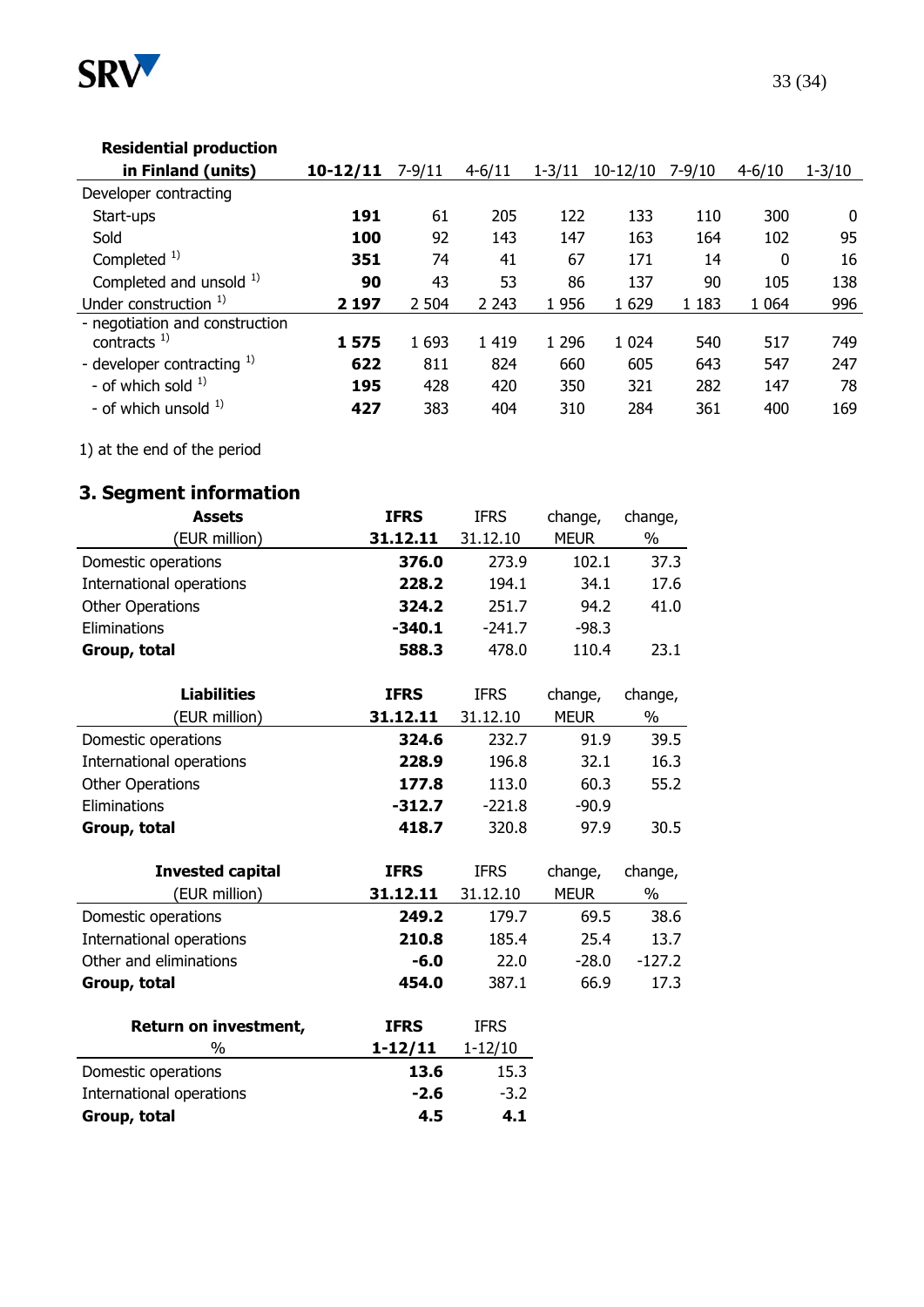| Residential production in Finland (units) | 10-12/11 | 7-9/11 | 4-6/11 | 1-3/11 | 10-12/10 | 7-9/10 | 4-6/10 | 1-3/10 |
|---|---|---|---|---|---|---|---|---|
| Developer contracting | | | | | | | | |
| Start-ups | **191** | 61 | 205 | 122 | 133 | 110 | 300 | 0 |
| Sold | **100** | 92 | 143 | 147 | 163 | 164 | 102 | 95 |
| Completed [1] | **351** | 74 | 41 | 67 | 171 | 14 | 0 | 16 |
| Completed and unsold [1] | **90** | 43 | 53 | 86 | 137 | 90 | 105 | 138 |
| Under construction [1] | **2 197** | 2 504 | 2 243 | 1 956 | 1 629 | 1 183 | 1 064 | 996 |
| - negotiation and construction contracts [1] | **1 575** | 1 693 | 1 419 | 1 296 | 1 024 | 540 | 517 | 749 |
| - developer contracting [1] | **622** | 811 | 824 | 660 | 605 | 643 | 547 | 247 |
| - of which sold [1] | **195** | 428 | 420 | 350 | 321 | 282 | 147 | 78 |
| - of which unsold [1] | **427** | 383 | 404 | 310 | 284 | 361 | 400 | 169 |

1) at the end of the period

## 3. Segment information

| Assets (EUR million) | IFRS 31.12.11 | IFRS 31.12.10 | change, MEUR | change, % |
|---|---|---|---|---|
| Domestic operations | **376.0** | 273.9 | 102.1 | 37.3 |
| International operations | **228.2** | 194.1 | 34.1 | 17.6 |
| Other Operations | **324.2** | 251.7 | 94.2 | 41.0 |
| Eliminations | **-340.1** | -241.7 | -98.3 | |
| **Group, total** | **588.3** | 478.0 | 110.4 | 23.1 |

| Liabilities (EUR million) | IFRS 31.12.11 | IFRS 31.12.10 | change, MEUR | change, % |
|---|---|---|---|---|
| Domestic operations | **324.6** | 232.7 | 91.9 | 39.5 |
| International operations | **228.9** | 196.8 | 32.1 | 16.3 |
| Other Operations | **177.8** | 113.0 | 60.3 | 55.2 |
| Eliminations | **-312.7** | -221.8 | -90.9 | |
| **Group, total** | **418.7** | 320.8 | 97.9 | 30.5 |

| Invested capital (EUR million) | IFRS 31.12.11 | IFRS 31.12.10 | change, MEUR | change, % |
|---|---|---|---|---|
| Domestic operations | **249.2** | 179.7 | 69.5 | 38.6 |
| International operations | **210.8** | 185.4 | 25.4 | 13.7 |
| Other and eliminations | **-6.0** | 22.0 | -28.0 | -127.2 |
| **Group, total** | **454.0** | 387.1 | 66.9 | 17.3 |

| Return on investment, % | IFRS 1-12/11 | IFRS 1-12/10 |
|---|---|---|
| Domestic operations | **13.6** | 15.3 |
| International operations | **-2.6** | -3.2 |
| **Group, total** | **4.5** | **4.1** |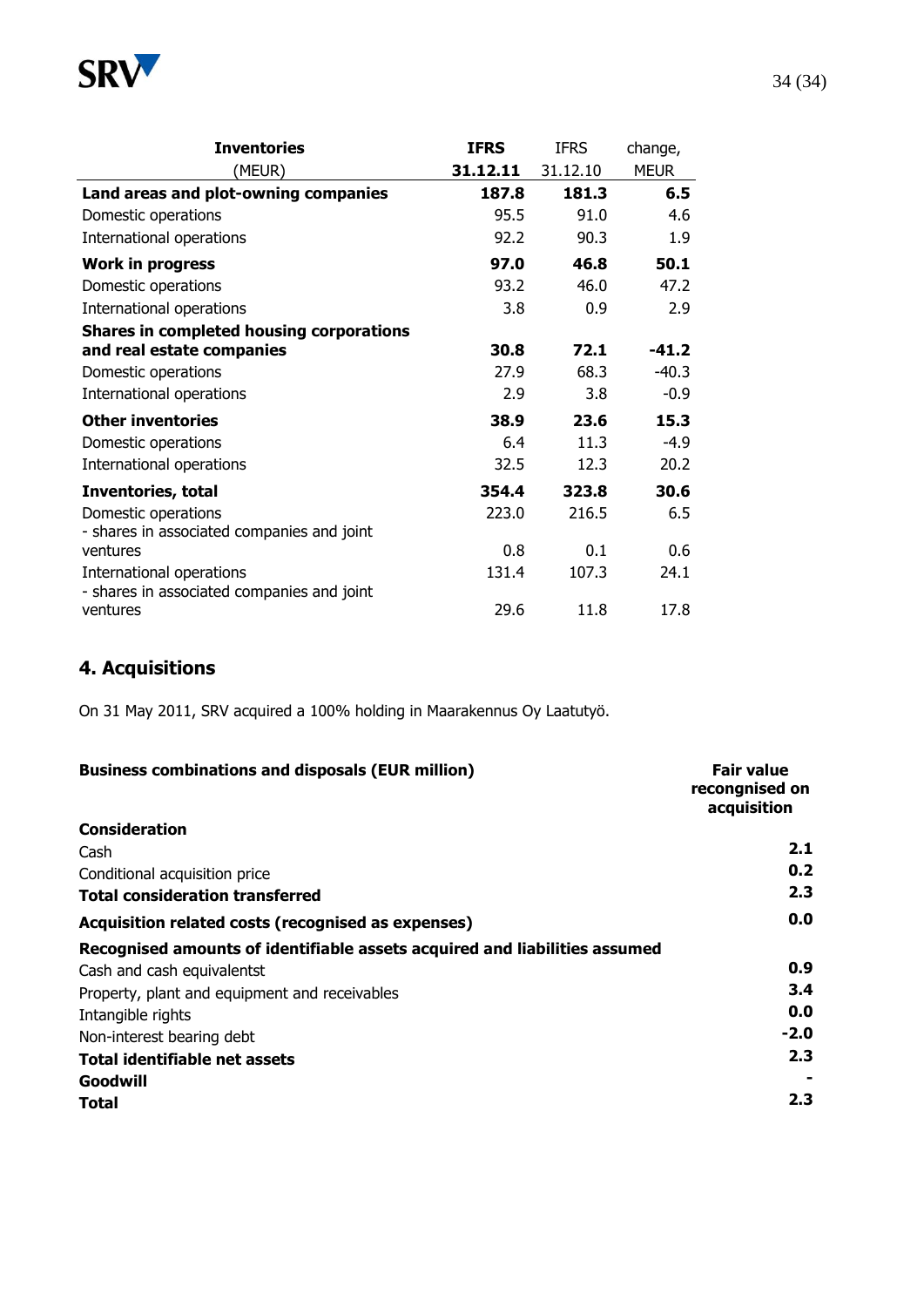| **Inventories** (MEUR) | **IFRS 31.12.11** | IFRS 31.12.10 | change, MEUR |
|---|---|---|---|
| **Land areas and plot-owning companies** | **187.8** | **181.3** | **6.5** |
| Domestic operations | 95.5 | 91.0 | 4.6 |
| International operations | 92.2 | 90.3 | 1.9 |
| **Work in progress** | **97.0** | **46.8** | **50.1** |
| Domestic operations | 93.2 | 46.0 | 47.2 |
| International operations | 3.8 | 0.9 | 2.9 |
| **Shares in completed housing corporations and real estate companies** | **30.8** | **72.1** | **-41.2** |
| Domestic operations | 27.9 | 68.3 | -40.3 |
| International operations | 2.9 | 3.8 | -0.9 |
| **Other inventories** | **38.9** | **23.6** | **15.3** |
| Domestic operations | 6.4 | 11.3 | -4.9 |
| International operations | 32.5 | 12.3 | 20.2 |
| **Inventories, total** | **354.4** | **323.8** | **30.6** |
| Domestic operations | 223.0 | 216.5 | 6.5 |
| - shares in associated companies and joint ventures | 0.8 | 0.1 | 0.6 |
| International operations | 131.4 | 107.3 | 24.1 |
| - shares in associated companies and joint ventures | 29.6 | 11.8 | 17.8 |

## 4. Acquisitions

On 31 May 2011, SRV acquired a 100% holding in Maarakennus Oy Laatutyö.

| **Business combinations and disposals (EUR million)** | **Fair value recongnised on acquisition** |
|---|---|
| **Consideration** | |
| Cash | **2.1** |
| Conditional acquisition price | **0.2** |
| **Total consideration transferred** | **2.3** |
| **Acquisition related costs (recognised as expenses)** | **0.0** |
| **Recognised amounts of identifiable assets acquired and liabilities assumed** | |
| Cash and cash equivalentst | **0.9** |
| Property, plant and equipment and receivables | **3.4** |
| Intangible rights | **0.0** |
| Non-interest bearing debt | **-2.0** |
| **Total identifiable net assets** | **2.3** |
| **Goodwill** | **-** |
| **Total** | **2.3** |